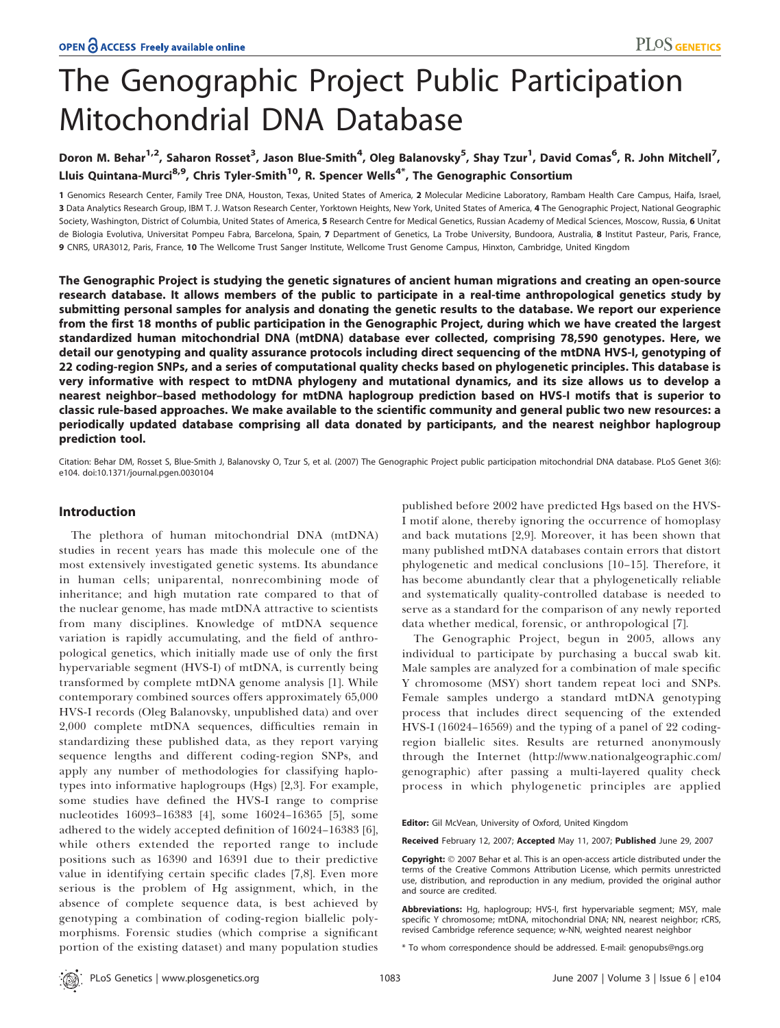# The Genographic Project Public Participation Mitochondrial DNA Database

**Doron M. Behar[1,2], Saharon Rosset[3], Jason Blue-Smith[4], Oleg Balanovsky[5], Shay Tzur[1], David Comas[6], R. John Mitchell[7], Lluis Quintana-Murci[8,9], Chris Tyler-Smith[10], R. Spencer Wells[4*], The Genographic Consortium**

1 Genomics Research Center, Family Tree DNA, Houston, Texas, United States of America, 2 Molecular Medicine Laboratory, Rambam Health Care Campus, Haifa, Israel, 3 Data Analytics Research Group, IBM T. J. Watson Research Center, Yorktown Heights, New York, United States of America, 4 The Genographic Project, National Geographic Society, Washington, District of Columbia, United States of America, 5 Research Centre for Medical Genetics, Russian Academy of Medical Sciences, Moscow, Russia, 6 Unitat de Biologia Evolutiva, Universitat Pompeu Fabra, Barcelona, Spain, 7 Department of Genetics, La Trobe University, Bundoora, Australia, 8 Institut Pasteur, Paris, France, 9 CNRS, URA3012, Paris, France, 10 The Wellcome Trust Sanger Institute, Wellcome Trust Genome Campus, Hinxton, Cambridge, United Kingdom

**The Genographic Project is studying the genetic signatures of ancient human migrations and creating an open-source research database. It allows members of the public to participate in a real-time anthropological genetics study by submitting personal samples for analysis and donating the genetic results to the database. We report our experience from the first 18 months of public participation in the Genographic Project, during which we have created the largest standardized human mitochondrial DNA (mtDNA) database ever collected, comprising 78,590 genotypes. Here, we detail our genotyping and quality assurance protocols including direct sequencing of the mtDNA HVS-I, genotyping of 22 coding-region SNPs, and a series of computational quality checks based on phylogenetic principles. This database is very informative with respect to mtDNA phylogeny and mutational dynamics, and its size allows us to develop a nearest neighbor–based methodology for mtDNA haplogroup prediction based on HVS-I motifs that is superior to classic rule-based approaches. We make available to the scientific community and general public two new resources: a periodically updated database comprising all data donated by participants, and the nearest neighbor haplogroup prediction tool.**

Citation: Behar DM, Rosset S, Blue-Smith J, Balanovsky O, Tzur S, et al. (2007) The Genographic Project public participation mitochondrial DNA database. PLoS Genet 3(6): e104. doi:10.1371/journal.pgen.0030104

## Introduction

The plethora of human mitochondrial DNA (mtDNA) studies in recent years has made this molecule one of the most extensively investigated genetic systems. Its abundance in human cells; uniparental, nonrecombining mode of inheritance; and high mutation rate compared to that of the nuclear genome, has made mtDNA attractive to scientists from many disciplines. Knowledge of mtDNA sequence variation is rapidly accumulating, and the field of anthropological genetics, which initially made use of only the first hypervariable segment (HVS-I) of mtDNA, is currently being transformed by complete mtDNA genome analysis [1]. While contemporary combined sources offers approximately 65,000 HVS-I records (Oleg Balanovsky, unpublished data) and over 2,000 complete mtDNA sequences, difficulties remain in standardizing these published data, as they report varying sequence lengths and different coding-region SNPs, and apply any number of methodologies for classifying haplotypes into informative haplogroups (Hgs) [2,3]. For example, some studies have defined the HVS-I range to comprise nucleotides 16093–16383 [4], some 16024–16365 [5], some adhered to the widely accepted definition of 16024–16383 [6], while others extended the reported range to include positions such as 16390 and 16391 due to their predictive value in identifying certain specific clades [7,8]. Even more serious is the problem of Hg assignment, which, in the absence of complete sequence data, is best achieved by genotyping a combination of coding-region biallelic polymorphisms. Forensic studies (which comprise a significant portion of the existing dataset) and many population studies published before 2002 have predicted Hgs based on the HVS-I motif alone, thereby ignoring the occurrence of homoplasy and back mutations [2,9]. Moreover, it has been shown that many published mtDNA databases contain errors that distort phylogenetic and medical conclusions [10–15]. Therefore, it has become abundantly clear that a phylogenetically reliable and systematically quality-controlled database is needed to serve as a standard for the comparison of any newly reported data whether medical, forensic, or anthropological [7].

The Genographic Project, begun in 2005, allows any individual to participate by purchasing a buccal swab kit. Male samples are analyzed for a combination of male specific Y chromosome (MSY) short tandem repeat loci and SNPs. Female samples undergo a standard mtDNA genotyping process that includes direct sequencing of the extended HVS-I (16024–16569) and the typing of a panel of 22 coding-region biallelic sites. Results are returned anonymously through the Internet (http://www.nationalgeographic.com/genographic) after passing a multi-layered quality check process in which phylogenetic principles are applied

**Editor:** Gil McVean, University of Oxford, United Kingdom

**Received** February 12, 2007; **Accepted** May 11, 2007; **Published** June 29, 2007

**Copyright:** © 2007 Behar et al. This is an open-access article distributed under the terms of the Creative Commons Attribution License, which permits unrestricted use, distribution, and reproduction in any medium, provided the original author and source are credited.

**Abbreviations:** Hg, haplogroup; HVS-I, first hypervariable segment; MSY, male specific Y chromosome; mtDNA, mitochondrial DNA; NN, nearest neighbor; rCRS, revised Cambridge reference sequence; w-NN, weighted nearest neighbor

\* To whom correspondence should be addressed. E-mail: genopubs@ngs.org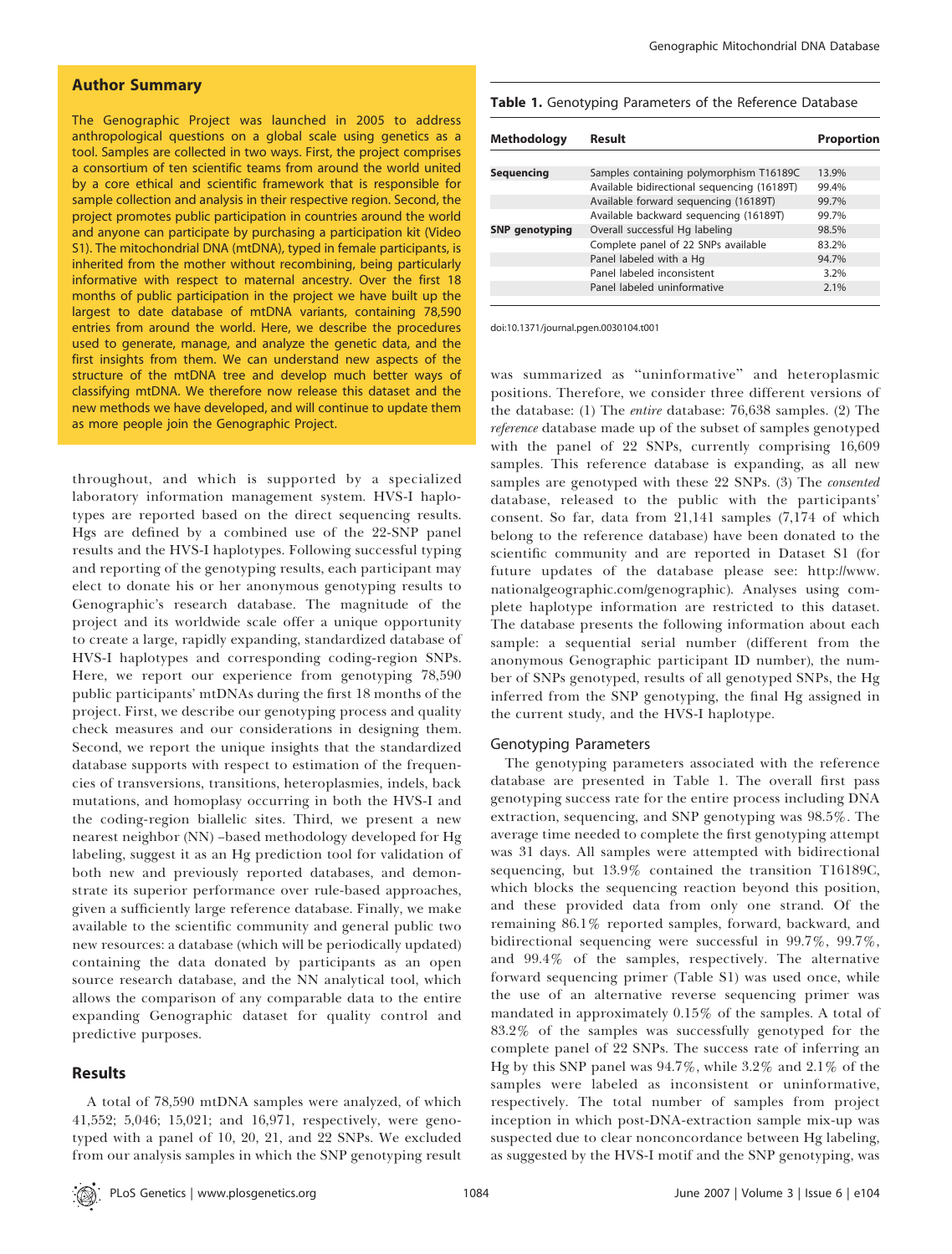## Author Summary

The Genographic Project was launched in 2005 to address anthropological questions on a global scale using genetics as a tool. Samples are collected in two ways. First, the project comprises a consortium of ten scientific teams from around the world united by a core ethical and scientific framework that is responsible for sample collection and analysis in their respective region. Second, the project promotes public participation in countries around the world and anyone can participate by purchasing a participation kit (Video S1). The mitochondrial DNA (mtDNA), typed in female participants, is inherited from the mother without recombining, being particularly informative with respect to maternal ancestry. Over the first 18 months of public participation in the project we have built up the largest to date database of mtDNA variants, containing 78,590 entries from around the world. Here, we describe the procedures used to generate, manage, and analyze the genetic data, and the first insights from them. We can understand new aspects of the structure of the mtDNA tree and develop much better ways of classifying mtDNA. We therefore now release this dataset and the new methods we have developed, and will continue to update them as more people join the Genographic Project.

throughout, and which is supported by a specialized laboratory information management system. HVS-I haplotypes are reported based on the direct sequencing results. Hgs are defined by a combined use of the 22-SNP panel results and the HVS-I haplotypes. Following successful typing and reporting of the genotyping results, each participant may elect to donate his or her anonymous genotyping results to Genographic's research database. The magnitude of the project and its worldwide scale offer a unique opportunity to create a large, rapidly expanding, standardized database of HVS-I haplotypes and corresponding coding-region SNPs. Here, we report our experience from genotyping 78,590 public participants' mtDNAs during the first 18 months of the project. First, we describe our genotyping process and quality check measures and our considerations in designing them. Second, we report the unique insights that the standardized database supports with respect to estimation of the frequencies of transversions, transitions, heteroplasmies, indels, back mutations, and homoplasy occurring in both the HVS-I and the coding-region biallelic sites. Third, we present a new nearest neighbor (NN) –based methodology developed for Hg labeling, suggest it as an Hg prediction tool for validation of both new and previously reported databases, and demonstrate its superior performance over rule-based approaches, given a sufficiently large reference database. Finally, we make available to the scientific community and general public two new resources: a database (which will be periodically updated) containing the data donated by participants as an open source research database, and the NN analytical tool, which allows the comparison of any comparable data to the entire expanding Genographic dataset for quality control and predictive purposes.

## Results

A total of 78,590 mtDNA samples were analyzed, of which 41,552; 5,046; 15,021; and 16,971, respectively, were genotyped with a panel of 10, 20, 21, and 22 SNPs. We excluded from our analysis samples in which the SNP genotyping result was summarized as "uninformative" and heteroplasmic positions. Therefore, we consider three different versions of the database: (1) The *entire* database: 76,638 samples. (2) The *reference* database made up of the subset of samples genotyped with the panel of 22 SNPs, currently comprising 16,609 samples. This reference database is expanding, as all new samples are genotyped with these 22 SNPs. (3) The *consented* database, released to the public with the participants' consent. So far, data from 21,141 samples (7,174 of which belong to the reference database) have been donated to the scientific community and are reported in Dataset S1 (for future updates of the database please see: http://www.nationalgeographic.com/genographic). Analyses using complete haplotype information are restricted to this dataset. The database presents the following information about each sample: a sequential serial number (different from the anonymous Genographic participant ID number), the number of SNPs genotyped, results of all genotyped SNPs, the Hg inferred from the SNP genotyping, the final Hg assigned in the current study, and the HVS-I haplotype.

**Table 1.** Genotyping Parameters of the Reference Database

| Methodology | Result | Proportion |
|---|---|---|
| Sequencing | Samples containing polymorphism T16189C | 13.9% |
| | Available bidirectional sequencing (16189T) | 99.4% |
| | Available forward sequencing (16189T) | 99.7% |
| | Available backward sequencing (16189T) | 99.7% |
| SNP genotyping | Overall successful Hg labeling | 98.5% |
| | Complete panel of 22 SNPs available | 83.2% |
| | Panel labeled with a Hg | 94.7% |
| | Panel labeled inconsistent | 3.2% |
| | Panel labeled uninformative | 2.1% |

doi:10.1371/journal.pgen.0030104.t001

### Genotyping Parameters

The genotyping parameters associated with the reference database are presented in Table 1. The overall first pass genotyping success rate for the entire process including DNA extraction, sequencing, and SNP genotyping was 98.5%. The average time needed to complete the first genotyping attempt was 31 days. All samples were attempted with bidirectional sequencing, but 13.9% contained the transition T16189C, which blocks the sequencing reaction beyond this position, and these provided data from only one strand. Of the remaining 86.1% reported samples, forward, backward, and bidirectional sequencing were successful in 99.7%, 99.7%, and 99.4% of the samples, respectively. The alternative forward sequencing primer (Table S1) was used once, while the use of an alternative reverse sequencing primer was mandated in approximately 0.15% of the samples. A total of 83.2% of the samples was successfully genotyped for the complete panel of 22 SNPs. The success rate of inferring an Hg by this SNP panel was 94.7%, while 3.2% and 2.1% of the samples were labeled as inconsistent or uninformative, respectively. The total number of samples from project inception in which post-DNA-extraction sample mix-up was suspected due to clear nonconcordance between Hg labeling, as suggested by the HVS-I motif and the SNP genotyping, was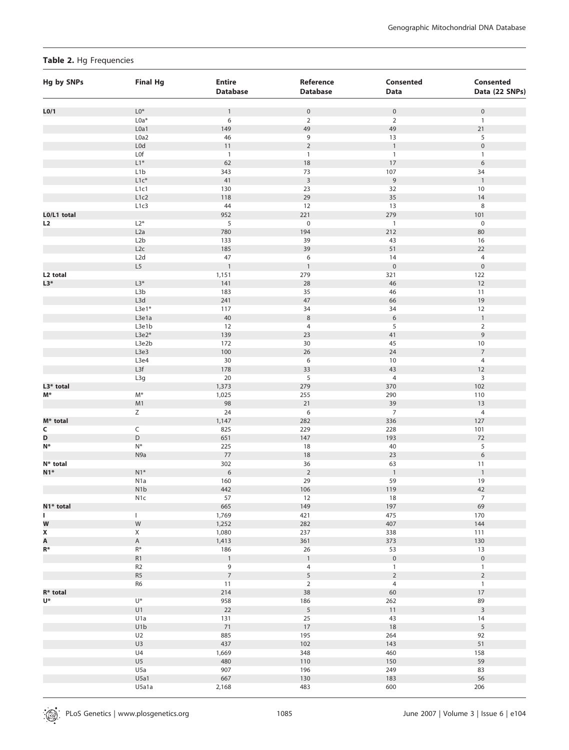**Table 2.** Hg Frequencies

| Hg by SNPs | Final Hg | Entire Database | Reference Database | Consented Data | Consented Data (22 SNPs) |
|---|---|---|---|---|---|
| **L0/1** | L0* | 1 | 0 | 0 | 0 |
| | L0a* | 6 | 2 | 2 | 1 |
| | L0a1 | 149 | 49 | 49 | 21 |
| | L0a2 | 46 | 9 | 13 | 5 |
| | L0d | 11 | 2 | 1 | 0 |
| | L0f | 1 | 1 | 1 | 1 |
| | L1* | 62 | 18 | 17 | 6 |
| | L1b | 343 | 73 | 107 | 34 |
| | L1c* | 41 | 3 | 9 | 1 |
| | L1c1 | 130 | 23 | 32 | 10 |
| | L1c2 | 118 | 29 | 35 | 14 |
| | L1c3 | 44 | 12 | 13 | 8 |
| **L0/L1 total** | | 952 | 221 | 279 | 101 |
| **L2** | L2* | 5 | 0 | 1 | 0 |
| | L2a | 780 | 194 | 212 | 80 |
| | L2b | 133 | 39 | 43 | 16 |
| | L2c | 185 | 39 | 51 | 22 |
| | L2d | 47 | 6 | 14 | 4 |
| | L5 | 1 | 1 | 0 | 0 |
| **L2 total** | | 1,151 | 279 | 321 | 122 |
| **L3*** | L3* | 141 | 28 | 46 | 12 |
| | L3b | 183 | 35 | 46 | 11 |
| | L3d | 241 | 47 | 66 | 19 |
| | L3e1* | 117 | 34 | 34 | 12 |
| | L3e1a | 40 | 8 | 6 | 1 |
| | L3e1b | 12 | 4 | 5 | 2 |
| | L3e2* | 139 | 23 | 41 | 9 |
| | L3e2b | 172 | 30 | 45 | 10 |
| | L3e3 | 100 | 26 | 24 | 7 |
| | L3e4 | 30 | 6 | 10 | 4 |
| | L3f | 178 | 33 | 43 | 12 |
| | L3g | 20 | 5 | 4 | 3 |
| **L3* total** | | 1,373 | 279 | 370 | 102 |
| **M*** | M* | 1,025 | 255 | 290 | 110 |
| | M1 | 98 | 21 | 39 | 13 |
| | Z | 24 | 6 | 7 | 4 |
| **M* total** | | 1,147 | 282 | 336 | 127 |
| **C** | C | 825 | 229 | 228 | 101 |
| **D** | D | 651 | 147 | 193 | 72 |
| **N*** | N* | 225 | 18 | 40 | 5 |
| | N9a | 77 | 18 | 23 | 6 |
| **N* total** | | 302 | 36 | 63 | 11 |
| **N1*** | N1* | 6 | 2 | 1 | 1 |
| | N1a | 160 | 29 | 59 | 19 |
| | N1b | 442 | 106 | 119 | 42 |
| | N1c | 57 | 12 | 18 | 7 |
| **N1* total** | | 665 | 149 | 197 | 69 |
| **I** | I | 1,769 | 421 | 475 | 170 |
| **W** | W | 1,252 | 282 | 407 | 144 |
| **X** | X | 1,080 | 237 | 338 | 111 |
| **A** | A | 1,413 | 361 | 373 | 130 |
| **R*** | R* | 186 | 26 | 53 | 13 |
| | R1 | 1 | 1 | 0 | 0 |
| | R2 | 9 | 4 | 1 | 1 |
| | R5 | 7 | 5 | 2 | 2 |
| | R6 | 11 | 2 | 4 | 1 |
| **R* total** | | 214 | 38 | 60 | 17 |
| **U*** | U* | 958 | 186 | 262 | 89 |
| | U1 | 22 | 5 | 11 | 3 |
| | U1a | 131 | 25 | 43 | 14 |
| | U1b | 71 | 17 | 18 | 5 |
| | U2 | 885 | 195 | 264 | 92 |
| | U3 | 437 | 102 | 143 | 51 |
| | U4 | 1,669 | 348 | 460 | 158 |
| | U5 | 480 | 110 | 150 | 59 |
| | U5a | 907 | 196 | 249 | 83 |
| | U5a1 | 667 | 130 | 183 | 56 |
| | U5a1a | 2,168 | 483 | 600 | 206 |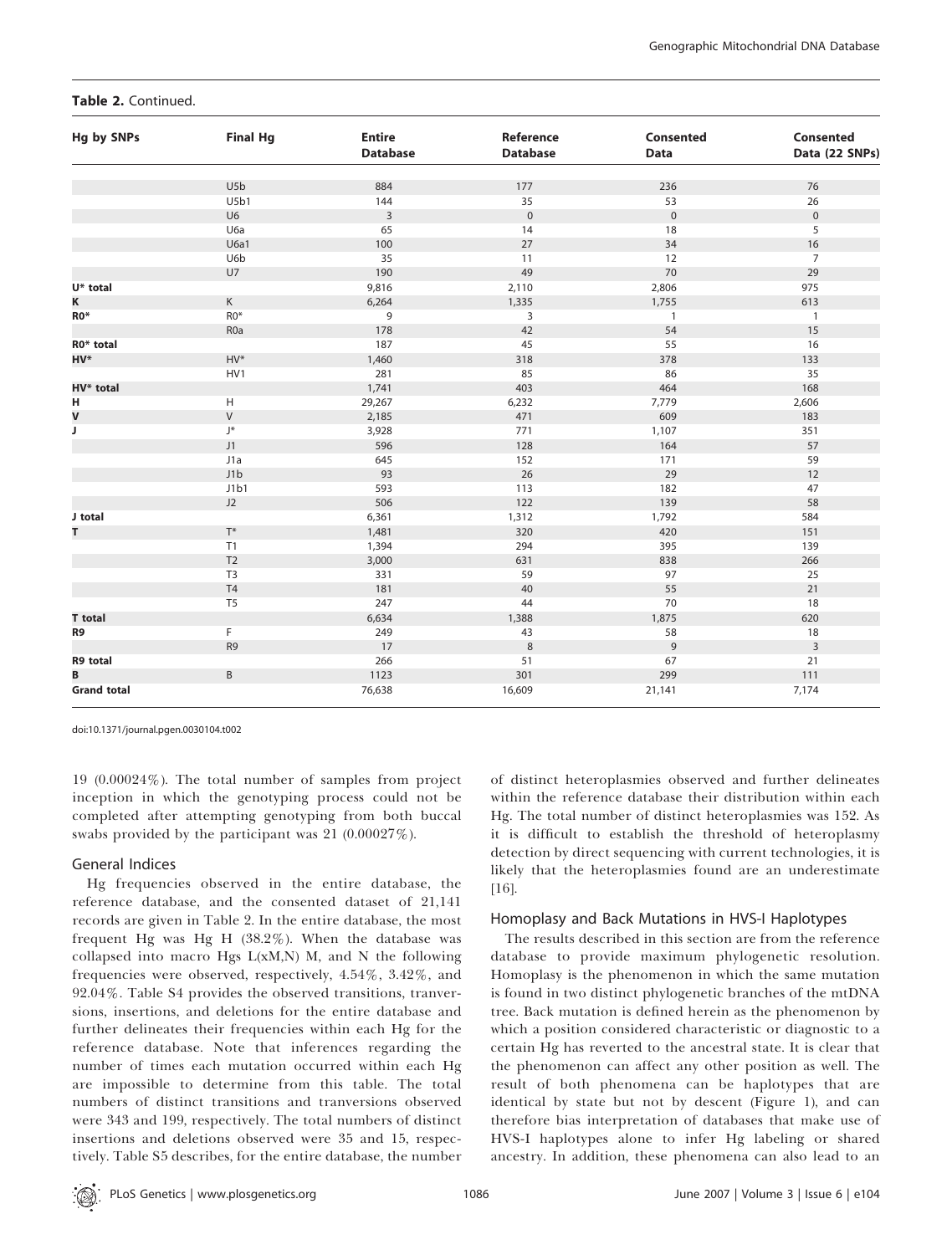**Table 2.** Continued.

| Hg by SNPs | Final Hg | Entire Database | Reference Database | Consented Data | Consented Data (22 SNPs) |
|---|---|---|---|---|---|
| | U5b | 884 | 177 | 236 | 76 |
| | U5b1 | 144 | 35 | 53 | 26 |
| | U6 | 3 | 0 | 0 | 0 |
| | U6a | 65 | 14 | 18 | 5 |
| | U6a1 | 100 | 27 | 34 | 16 |
| | U6b | 35 | 11 | 12 | 7 |
| | U7 | 190 | 49 | 70 | 29 |
| **U* total** | | 9,816 | 2,110 | 2,806 | 975 |
| **K** | K | 6,264 | 1,335 | 1,755 | 613 |
| **R0*** | R0* | 9 | 3 | 1 | 1 |
| | R0a | 178 | 42 | 54 | 15 |
| **R0* total** | | 187 | 45 | 55 | 16 |
| **HV*** | HV* | 1,460 | 318 | 378 | 133 |
| | HV1 | 281 | 85 | 86 | 35 |
| **HV* total** | | 1,741 | 403 | 464 | 168 |
| **H** | H | 29,267 | 6,232 | 7,779 | 2,606 |
| **V** | V | 2,185 | 471 | 609 | 183 |
| **J** | J* | 3,928 | 771 | 1,107 | 351 |
| | J1 | 596 | 128 | 164 | 57 |
| | J1a | 645 | 152 | 171 | 59 |
| | J1b | 93 | 26 | 29 | 12 |
| | J1b1 | 593 | 113 | 182 | 47 |
| | J2 | 506 | 122 | 139 | 58 |
| **J total** | | 6,361 | 1,312 | 1,792 | 584 |
| **T** | T* | 1,481 | 320 | 420 | 151 |
| | T1 | 1,394 | 294 | 395 | 139 |
| | T2 | 3,000 | 631 | 838 | 266 |
| | T3 | 331 | 59 | 97 | 25 |
| | T4 | 181 | 40 | 55 | 21 |
| | T5 | 247 | 44 | 70 | 18 |
| **T total** | | 6,634 | 1,388 | 1,875 | 620 |
| **R9** | F | 249 | 43 | 58 | 18 |
| | R9 | 17 | 8 | 9 | 3 |
| **R9 total** | | 266 | 51 | 67 | 21 |
| **B** | B | 1123 | 301 | 299 | 111 |
| **Grand total** | | 76,638 | 16,609 | 21,141 | 7,174 |

doi:10.1371/journal.pgen.0030104.t002

19 (0.00024%). The total number of samples from project inception in which the genotyping process could not be completed after attempting genotyping from both buccal swabs provided by the participant was 21 (0.00027%).

## General Indices

Hg frequencies observed in the entire database, the reference database, and the consented dataset of 21,141 records are given in Table 2. In the entire database, the most frequent Hg was Hg H (38.2%). When the database was collapsed into macro Hgs L(xM,N) M, and N the following frequencies were observed, respectively, 4.54%, 3.42%, and 92.04%. Table S4 provides the observed transitions, tranversions, insertions, and deletions for the entire database and further delineates their frequencies within each Hg for the reference database. Note that inferences regarding the number of times each mutation occurred within each Hg are impossible to determine from this table. The total numbers of distinct transitions and tranversions observed were 343 and 199, respectively. The total numbers of distinct insertions and deletions observed were 35 and 15, respectively. Table S5 describes, for the entire database, the number of distinct heteroplasmies observed and further delineates within the reference database their distribution within each Hg. The total number of distinct heteroplasmies was 152. As it is difficult to establish the threshold of heteroplasmy detection by direct sequencing with current technologies, it is likely that the heteroplasmies found are an underestimate [16].

## Homoplasy and Back Mutations in HVS-I Haplotypes

The results described in this section are from the reference database to provide maximum phylogenetic resolution. Homoplasy is the phenomenon in which the same mutation is found in two distinct phylogenetic branches of the mtDNA tree. Back mutation is defined herein as the phenomenon by which a position considered characteristic or diagnostic to a certain Hg has reverted to the ancestral state. It is clear that the phenomenon can affect any other position as well. The result of both phenomena can be haplotypes that are identical by state but not by descent (Figure 1), and can therefore bias interpretation of databases that make use of HVS-I haplotypes alone to infer Hg labeling or shared ancestry. In addition, these phenomena can also lead to an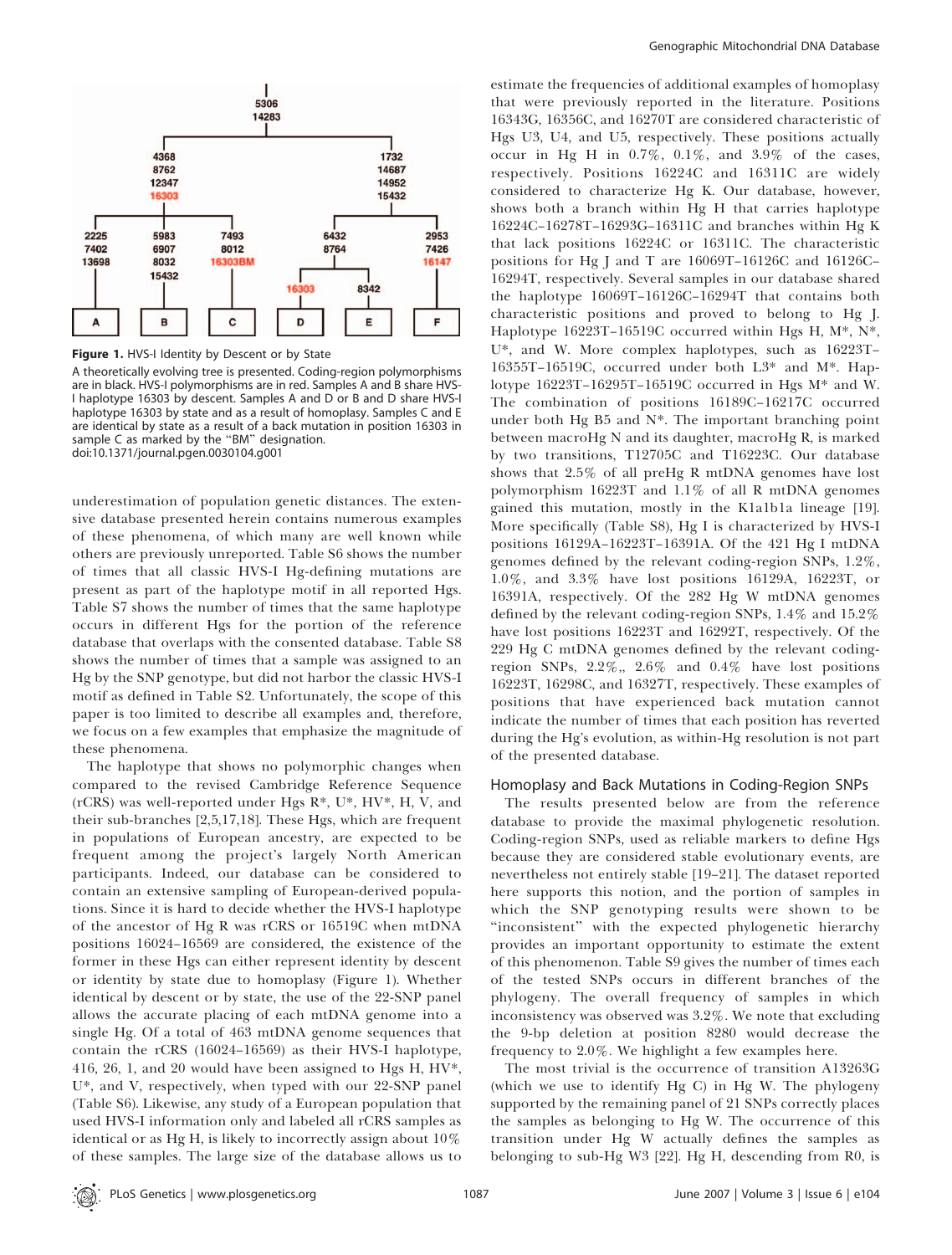**Figure 1.** HVS-I Identity by Descent or by State

A theoretically evolving tree is presented. Coding-region polymorphisms are in black. HVS-I polymorphisms are in red. Samples A and B share HVS-I haplotype 16303 by descent. Samples A and D or B and D share HVS-I haplotype 16303 by state and as a result of homoplasy. Samples C and E are identical by state as a result of a back mutation in position 16303 in sample C as marked by the "BM" designation.
doi:10.1371/journal.pgen.0030104.g001

underestimation of population genetic distances. The extensive database presented herein contains numerous examples of these phenomena, of which many are well known while others are previously unreported. Table S6 shows the number of times that all classic HVS-I Hg-defining mutations are present as part of the haplotype motif in all reported Hgs. Table S7 shows the number of times that the same haplotype occurs in different Hgs for the portion of the reference database that overlaps with the consented database. Table S8 shows the number of times that a sample was assigned to an Hg by the SNP genotype, but did not harbor the classic HVS-I motif as defined in Table S2. Unfortunately, the scope of this paper is too limited to describe all examples and, therefore, we focus on a few examples that emphasize the magnitude of these phenomena.

The haplotype that shows no polymorphic changes when compared to the revised Cambridge Reference Sequence (rCRS) was well-reported under Hgs R*, U*, HV*, H, V, and their sub-branches [2,5,17,18]. These Hgs, which are frequent in populations of European ancestry, are expected to be frequent among the project's largely North American participants. Indeed, our database can be considered to contain an extensive sampling of European-derived populations. Since it is hard to decide whether the HVS-I haplotype of the ancestor of Hg R was rCRS or 16519C when mtDNA positions 16024–16569 are considered, the existence of the former in these Hgs can either represent identity by descent or identity by state due to homoplasy (Figure 1). Whether identical by descent or by state, the use of the 22-SNP panel allows the accurate placing of each mtDNA genome into a single Hg. Of a total of 463 mtDNA genome sequences that contain the rCRS (16024–16569) as their HVS-I haplotype, 416, 26, 1, and 20 would have been assigned to Hgs H, HV*, U*, and V, respectively, when typed with our 22-SNP panel (Table S6). Likewise, any study of a European population that used HVS-I information only and labeled all rCRS samples as identical or as Hg H, is likely to incorrectly assign about 10% of these samples. The large size of the database allows us to estimate the frequencies of additional examples of homoplasy that were previously reported in the literature. Positions 16343G, 16356C, and 16270T are considered characteristic of Hgs U3, U4, and U5, respectively. These positions actually occur in Hg H in 0.7%, 0.1%, and 3.9% of the cases, respectively. Positions 16224C and 16311C are widely considered to characterize Hg K. Our database, however, shows both a branch within Hg H that carries haplotype 16224C–16278T–16293G–16311C and branches within Hg K that lack positions 16224C or 16311C. The characteristic positions for Hg J and T are 16069T–16126C and 16126C–16294T, respectively. Several samples in our database shared the haplotype 16069T–16126C–16294T that contains both characteristic positions and proved to belong to Hg J. Haplotype 16223T–16519C occurred within Hgs H, M*, N*, U*, and W. More complex haplotypes, such as 16223T–16355T–16519C, occurred under both L3* and M*. Haplotype 16223T–16295T–16519C occurred in Hgs M* and W. The combination of positions 16189C–16217C occurred under both Hg B5 and N*. The important branching point between macroHg N and its daughter, macroHg R, is marked by two transitions, T12705C and T16223C. Our database shows that 2.5% of all preHg R mtDNA genomes have lost polymorphism 16223T and 1.1% of all R mtDNA genomes gained this mutation, mostly in the K1a1b1a lineage [19]. More specifically (Table S8), Hg I is characterized by HVS-I positions 16129A–16223T–16391A. Of the 421 Hg I mtDNA genomes defined by the relevant coding-region SNPs, 1.2%, 1.0%, and 3.3% have lost positions 16129A, 16223T, or 16391A, respectively. Of the 282 Hg W mtDNA genomes defined by the relevant coding-region SNPs, 1.4% and 15.2% have lost positions 16223T and 16292T, respectively. Of the 229 Hg C mtDNA genomes defined by the relevant coding-region SNPs, 2.2%,, 2.6% and 0.4% have lost positions 16223T, 16298C, and 16327T, respectively. These examples of positions that have experienced back mutation cannot indicate the number of times that each position has reverted during the Hg's evolution, as within-Hg resolution is not part of the presented database.

## Homoplasy and Back Mutations in Coding-Region SNPs

The results presented below are from the reference database to provide the maximal phylogenetic resolution. Coding-region SNPs, used as reliable markers to define Hgs because they are considered stable evolutionary events, are nevertheless not entirely stable [19–21]. The dataset reported here supports this notion, and the portion of samples in which the SNP genotyping results were shown to be "inconsistent" with the expected phylogenetic hierarchy provides an important opportunity to estimate the extent of this phenomenon. Table S9 gives the number of times each of the tested SNPs occurs in different branches of the phylogeny. The overall frequency of samples in which inconsistency was observed was 3.2%. We note that excluding the 9-bp deletion at position 8280 would decrease the frequency to 2.0%. We highlight a few examples here.

The most trivial is the occurrence of transition A13263G (which we use to identify Hg C) in Hg W. The phylogeny supported by the remaining panel of 21 SNPs correctly places the samples as belonging to Hg W. The occurrence of this transition under Hg W actually defines the samples as belonging to sub-Hg W3 [22]. Hg H, descending from R0, is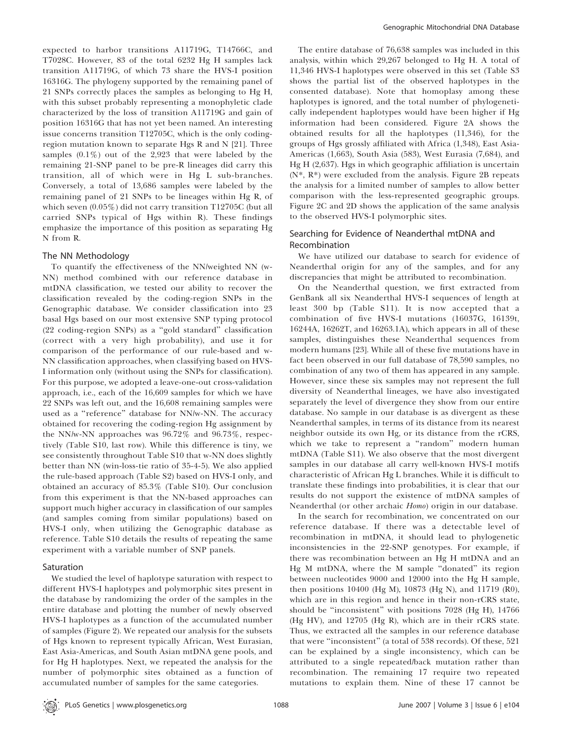expected to harbor transitions A11719G, T14766C, and T7028C. However, 83 of the total 6232 Hg H samples lack transition A11719G, of which 73 share the HVS-I position 16316G. The phylogeny supported by the remaining panel of 21 SNPs correctly places the samples as belonging to Hg H, with this subset probably representing a monophyletic clade characterized by the loss of transition A11719G and gain of position 16316G that has not yet been named. An interesting issue concerns transition T12705C, which is the only coding-region mutation known to separate Hgs R and N [21]. Three samples (0.1%) out of the 2,923 that were labeled by the remaining 21-SNP panel to be pre-R lineages did carry this transition, all of which were in Hg L sub-branches. Conversely, a total of 13,686 samples were labeled by the remaining panel of 21 SNPs to be lineages within Hg R, of which seven (0.05%) did not carry transition T12705C (but all carried SNPs typical of Hgs within R). These findings emphasize the importance of this position as separating Hg N from R.

### The NN Methodology

To quantify the effectiveness of the NN/weighted NN (w-NN) method combined with our reference database in mtDNA classification, we tested our ability to recover the classification revealed by the coding-region SNPs in the Genographic database. We consider classification into 23 basal Hgs based on our most extensive SNP typing protocol (22 coding-region SNPs) as a "gold standard" classification (correct with a very high probability), and use it for comparison of the performance of our rule-based and w-NN classification approaches, when classifying based on HVS-I information only (without using the SNPs for classification). For this purpose, we adopted a leave-one-out cross-validation approach, i.e., each of the 16,609 samples for which we have 22 SNPs was left out, and the 16,608 remaining samples were used as a "reference" database for NN/w-NN. The accuracy obtained for recovering the coding-region Hg assignment by the NN/w-NN approaches was 96.72% and 96.73%, respectively (Table S10, last row). While this difference is tiny, we see consistently throughout Table S10 that w-NN does slightly better than NN (win-loss-tie ratio of 35-4-5). We also applied the rule-based approach (Table S2) based on HVS-I only, and obtained an accuracy of 85.3% (Table S10). Our conclusion from this experiment is that the NN-based approaches can support much higher accuracy in classification of our samples (and samples coming from similar populations) based on HVS-I only, when utilizing the Genographic database as reference. Table S10 details the results of repeating the same experiment with a variable number of SNP panels.

### Saturation

We studied the level of haplotype saturation with respect to different HVS-I haplotypes and polymorphic sites present in the database by randomizing the order of the samples in the entire database and plotting the number of newly observed HVS-I haplotypes as a function of the accumulated number of samples (Figure 2). We repeated our analysis for the subsets of Hgs known to represent typically African, West Eurasian, East Asia-Americas, and South Asian mtDNA gene pools, and for Hg H haplotypes. Next, we repeated the analysis for the number of polymorphic sites obtained as a function of accumulated number of samples for the same categories.

The entire database of 76,638 samples was included in this analysis, within which 29,267 belonged to Hg H. A total of 11,346 HVS-I haplotypes were observed in this set (Table S3 shows the partial list of the observed haplotypes in the consented database). Note that homoplasy among these haplotypes is ignored, and the total number of phylogenetically independent haplotypes would have been higher if Hg information had been considered. Figure 2A shows the obtained results for all the haplotypes (11,346), for the groups of Hgs grossly affiliated with Africa (1,348), East Asia-Americas (1,663), South Asia (583), West Eurasia (7,684), and Hg H (2,637). Hgs in which geographic affiliation is uncertain (N*, R*) were excluded from the analysis. Figure 2B repeats the analysis for a limited number of samples to allow better comparison with the less-represented geographic groups. Figure 2C and 2D shows the application of the same analysis to the observed HVS-I polymorphic sites.

### Searching for Evidence of Neanderthal mtDNA and Recombination

We have utilized our database to search for evidence of Neanderthal origin for any of the samples, and for any discrepancies that might be attributed to recombination.

On the Neanderthal question, we first extracted from GenBank all six Neanderthal HVS-I sequences of length at least 300 bp (Table S11). It is now accepted that a combination of five HVS-I mutations (16037G, 16139t, 16244A, 16262T, and 16263.1A), which appears in all of these samples, distinguishes these Neanderthal sequences from modern humans [23]. While all of these five mutations have in fact been observed in our full database of 78,590 samples, no combination of any two of them has appeared in any sample. However, since these six samples may not represent the full diversity of Neanderthal lineages, we have also investigated separately the level of divergence they show from our entire database. No sample in our database is as divergent as these Neanderthal samples, in terms of its distance from its nearest neighbor outside its own Hg, or its distance from the rCRS, which we take to represent a "random" modern human mtDNA (Table S11). We also observe that the most divergent samples in our database all carry well-known HVS-I motifs characteristic of African Hg L branches. While it is difficult to translate these findings into probabilities, it is clear that our results do not support the existence of mtDNA samples of Neanderthal (or other archaic *Homo*) origin in our database.

In the search for recombination, we concentrated on our reference database. If there was a detectable level of recombination in mtDNA, it should lead to phylogenetic inconsistencies in the 22-SNP genotypes. For example, if there was recombination between an Hg H mtDNA and an Hg M mtDNA, where the M sample "donated" its region between nucleotides 9000 and 12000 into the Hg H sample, then positions 10400 (Hg M), 10873 (Hg N), and 11719 (R0), which are in this region and hence in their non-rCRS state, should be "inconsistent" with positions 7028 (Hg H), 14766 (Hg HV), and 12705 (Hg R), which are in their rCRS state. Thus, we extracted all the samples in our reference database that were "inconsistent" (a total of 538 records). Of these, 521 can be explained by a single inconsistency, which can be attributed to a single repeated/back mutation rather than recombination. The remaining 17 require two repeated mutations to explain them. Nine of these 17 cannot be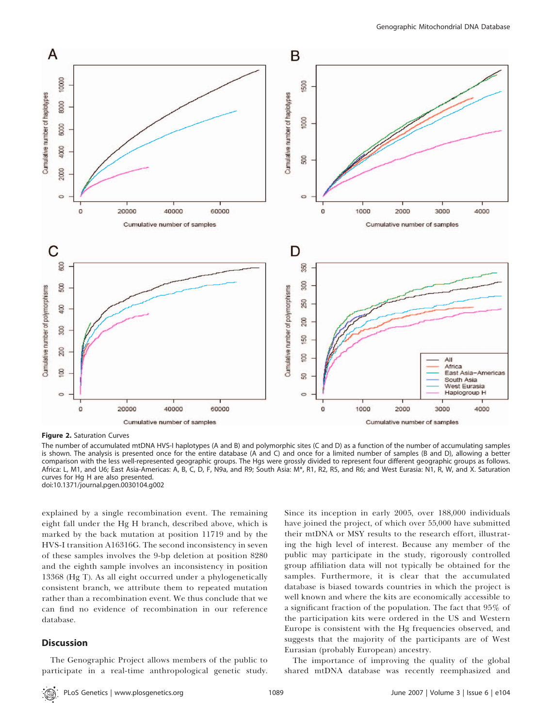**Figure 2.** Saturation Curves

The number of accumulated mtDNA HVS-I haplotypes (A and B) and polymorphic sites (C and D) as a function of the number of accumulating samples is shown. The analysis is presented once for the entire database (A and C) and once for a limited number of samples (B and D), allowing a better comparison with the less well-represented geographic groups. The Hgs were grossly divided to represent four different geographic groups as follows. Africa: L, M1, and U6; East Asia-Americas: A, B, C, D, F, N9a, and R9; South Asia: M*, R1, R2, R5, and R6; and West Eurasia: N1, R, W, and X. Saturation curves for Hg H are also presented.

doi:10.1371/journal.pgen.0030104.g002

explained by a single recombination event. The remaining eight fall under the Hg H branch, described above, which is marked by the back mutation at position 11719 and by the HVS-I transition A16316G. The second inconsistency in seven of these samples involves the 9-bp deletion at position 8280 and the eighth sample involves an inconsistency in position 13368 (Hg T). As all eight occurred under a phylogenetically consistent branch, we attribute them to repeated mutation rather than a recombination event. We thus conclude that we can find no evidence of recombination in our reference database.

## Discussion

The Genographic Project allows members of the public to participate in a real-time anthropological genetic study. Since its inception in early 2005, over 188,000 individuals have joined the project, of which over 55,000 have submitted their mtDNA or MSY results to the research effort, illustrating the high level of interest. Because any member of the public may participate in the study, rigorously controlled group affiliation data will not typically be obtained for the samples. Furthermore, it is clear that the accumulated database is biased towards countries in which the project is well known and where the kits are economically accessible to a significant fraction of the population. The fact that 95% of the participation kits were ordered in the US and Western Europe is consistent with the Hg frequencies observed, and suggests that the majority of the participants are of West Eurasian (probably European) ancestry.

The importance of improving the quality of the global shared mtDNA database was recently reemphasized and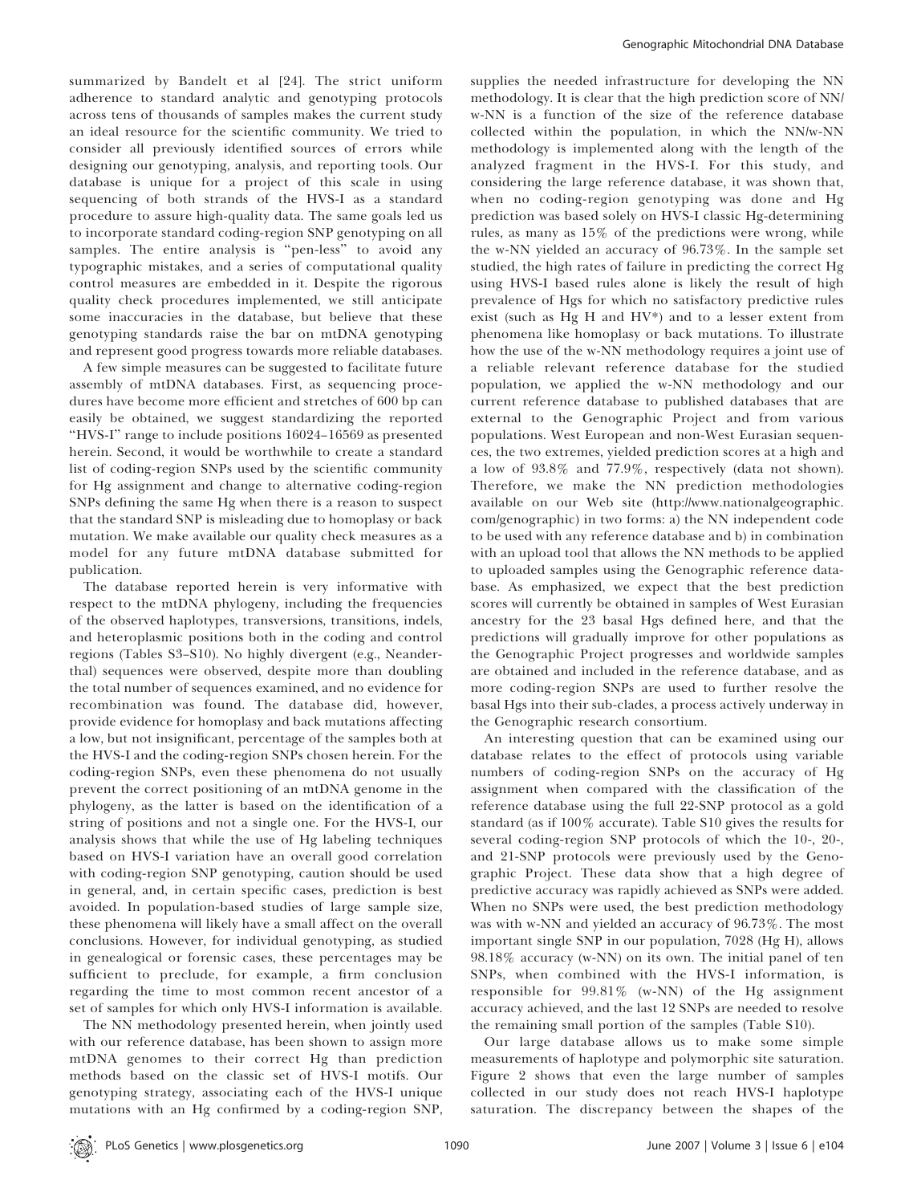summarized by Bandelt et al [24]. The strict uniform adherence to standard analytic and genotyping protocols across tens of thousands of samples makes the current study an ideal resource for the scientific community. We tried to consider all previously identified sources of errors while designing our genotyping, analysis, and reporting tools. Our database is unique for a project of this scale in using sequencing of both strands of the HVS-I as a standard procedure to assure high-quality data. The same goals led us to incorporate standard coding-region SNP genotyping on all samples. The entire analysis is "pen-less" to avoid any typographic mistakes, and a series of computational quality control measures are embedded in it. Despite the rigorous quality check procedures implemented, we still anticipate some inaccuracies in the database, but believe that these genotyping standards raise the bar on mtDNA genotyping and represent good progress towards more reliable databases.

A few simple measures can be suggested to facilitate future assembly of mtDNA databases. First, as sequencing procedures have become more efficient and stretches of 600 bp can easily be obtained, we suggest standardizing the reported "HVS-I" range to include positions 16024–16569 as presented herein. Second, it would be worthwhile to create a standard list of coding-region SNPs used by the scientific community for Hg assignment and change to alternative coding-region SNPs defining the same Hg when there is a reason to suspect that the standard SNP is misleading due to homoplasy or back mutation. We make available our quality check measures as a model for any future mtDNA database submitted for publication.

The database reported herein is very informative with respect to the mtDNA phylogeny, including the frequencies of the observed haplotypes, transversions, transitions, indels, and heteroplasmic positions both in the coding and control regions (Tables S3–S10). No highly divergent (e.g., Neanderthal) sequences were observed, despite more than doubling the total number of sequences examined, and no evidence for recombination was found. The database did, however, provide evidence for homoplasy and back mutations affecting a low, but not insignificant, percentage of the samples both at the HVS-I and the coding-region SNPs chosen herein. For the coding-region SNPs, even these phenomena do not usually prevent the correct positioning of an mtDNA genome in the phylogeny, as the latter is based on the identification of a string of positions and not a single one. For the HVS-I, our analysis shows that while the use of Hg labeling techniques based on HVS-I variation have an overall good correlation with coding-region SNP genotyping, caution should be used in general, and, in certain specific cases, prediction is best avoided. In population-based studies of large sample size, these phenomena will likely have a small affect on the overall conclusions. However, for individual genotyping, as studied in genealogical or forensic cases, these percentages may be sufficient to preclude, for example, a firm conclusion regarding the time to most common recent ancestor of a set of samples for which only HVS-I information is available.

The NN methodology presented herein, when jointly used with our reference database, has been shown to assign more mtDNA genomes to their correct Hg than prediction methods based on the classic set of HVS-I motifs. Our genotyping strategy, associating each of the HVS-I unique mutations with an Hg confirmed by a coding-region SNP, supplies the needed infrastructure for developing the NN methodology. It is clear that the high prediction score of NN/w-NN is a function of the size of the reference database collected within the population, in which the NN/w-NN methodology is implemented along with the length of the analyzed fragment in the HVS-I. For this study, and considering the large reference database, it was shown that, when no coding-region genotyping was done and Hg prediction was based solely on HVS-I classic Hg-determining rules, as many as 15% of the predictions were wrong, while the w-NN yielded an accuracy of 96.73%. In the sample set studied, the high rates of failure in predicting the correct Hg using HVS-I based rules alone is likely the result of high prevalence of Hgs for which no satisfactory predictive rules exist (such as Hg H and HV*) and to a lesser extent from phenomena like homoplasy or back mutations. To illustrate how the use of the w-NN methodology requires a joint use of a reliable relevant reference database for the studied population, we applied the w-NN methodology and our current reference database to published databases that are external to the Genographic Project and from various populations. West European and non-West Eurasian sequences, the two extremes, yielded prediction scores at a high and a low of 93.8% and 77.9%, respectively (data not shown). Therefore, we make the NN prediction methodologies available on our Web site (http://www.nationalgeographic.com/genographic) in two forms: a) the NN independent code to be used with any reference database and b) in combination with an upload tool that allows the NN methods to be applied to uploaded samples using the Genographic reference database. As emphasized, we expect that the best prediction scores will currently be obtained in samples of West Eurasian ancestry for the 23 basal Hgs defined here, and that the predictions will gradually improve for other populations as the Genographic Project progresses and worldwide samples are obtained and included in the reference database, and as more coding-region SNPs are used to further resolve the basal Hgs into their sub-clades, a process actively underway in the Genographic research consortium.

An interesting question that can be examined using our database relates to the effect of protocols using variable numbers of coding-region SNPs on the accuracy of Hg assignment when compared with the classification of the reference database using the full 22-SNP protocol as a gold standard (as if 100% accurate). Table S10 gives the results for several coding-region SNP protocols of which the 10-, 20-, and 21-SNP protocols were previously used by the Genographic Project. These data show that a high degree of predictive accuracy was rapidly achieved as SNPs were added. When no SNPs were used, the best prediction methodology was with w-NN and yielded an accuracy of 96.73%. The most important single SNP in our population, 7028 (Hg H), allows 98.18% accuracy (w-NN) on its own. The initial panel of ten SNPs, when combined with the HVS-I information, is responsible for 99.81% (w-NN) of the Hg assignment accuracy achieved, and the last 12 SNPs are needed to resolve the remaining small portion of the samples (Table S10).

Our large database allows us to make some simple measurements of haplotype and polymorphic site saturation. Figure 2 shows that even the large number of samples collected in our study does not reach HVS-I haplotype saturation. The discrepancy between the shapes of the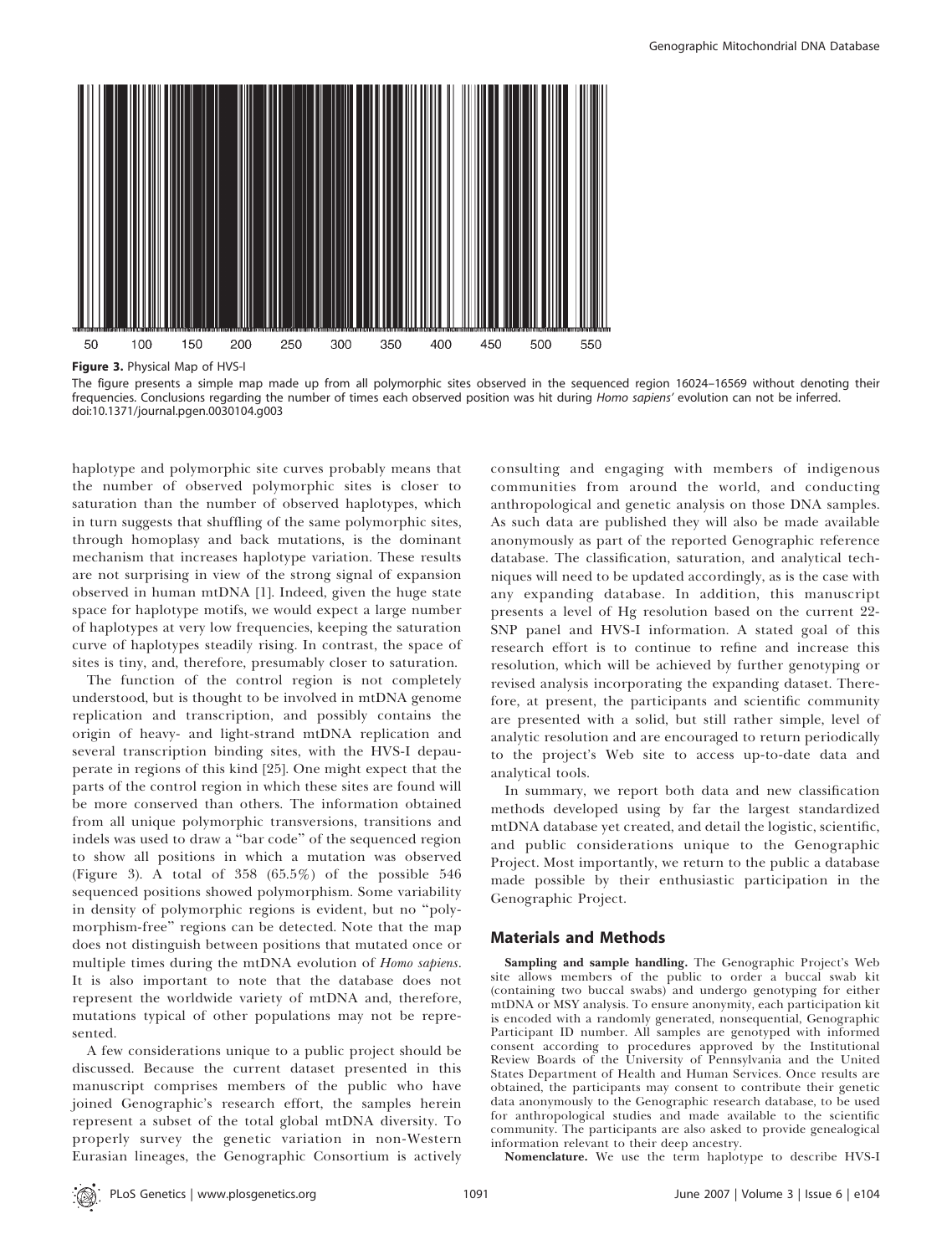50 100 150 200 250 300 350 400 450 500 550

**Figure 3.** Physical Map of HVS-I

The figure presents a simple map made up from all polymorphic sites observed in the sequenced region 16024–16569 without denoting their frequencies. Conclusions regarding the number of times each observed position was hit during *Homo sapiens'* evolution can not be inferred.
doi:10.1371/journal.pgen.0030104.g003

haplotype and polymorphic site curves probably means that the number of observed polymorphic sites is closer to saturation than the number of observed haplotypes, which in turn suggests that shuffling of the same polymorphic sites, through homoplasy and back mutations, is the dominant mechanism that increases haplotype variation. These results are not surprising in view of the strong signal of expansion observed in human mtDNA [1]. Indeed, given the huge state space for haplotype motifs, we would expect a large number of haplotypes at very low frequencies, keeping the saturation curve of haplotypes steadily rising. In contrast, the space of sites is tiny, and, therefore, presumably closer to saturation.

The function of the control region is not completely understood, but is thought to be involved in mtDNA genome replication and transcription, and possibly contains the origin of heavy- and light-strand mtDNA replication and several transcription binding sites, with the HVS-I depauperate in regions of this kind [25]. One might expect that the parts of the control region in which these sites are found will be more conserved than others. The information obtained from all unique polymorphic transversions, transitions and indels was used to draw a "bar code" of the sequenced region to show all positions in which a mutation was observed (Figure 3). A total of 358 (65.5%) of the possible 546 sequenced positions showed polymorphism. Some variability in density of polymorphic regions is evident, but no "polymorphism-free" regions can be detected. Note that the map does not distinguish between positions that mutated once or multiple times during the mtDNA evolution of *Homo sapiens*. It is also important to note that the database does not represent the worldwide variety of mtDNA and, therefore, mutations typical of other populations may not be represented.

A few considerations unique to a public project should be discussed. Because the current dataset presented in this manuscript comprises members of the public who have joined Genographic's research effort, the samples herein represent a subset of the total global mtDNA diversity. To properly survey the genetic variation in non-Western Eurasian lineages, the Genographic Consortium is actively consulting and engaging with members of indigenous communities from around the world, and conducting anthropological and genetic analysis on those DNA samples. As such data are published they will also be made available anonymously as part of the reported Genographic reference database. The classification, saturation, and analytical techniques will need to be updated accordingly, as is the case with any expanding database. In addition, this manuscript presents a level of Hg resolution based on the current 22-SNP panel and HVS-I information. A stated goal of this research effort is to continue to refine and increase this resolution, which will be achieved by further genotyping or revised analysis incorporating the expanding dataset. Therefore, at present, the participants and scientific community are presented with a solid, but still rather simple, level of analytic resolution and are encouraged to return periodically to the project's Web site to access up-to-date data and analytical tools.

In summary, we report both data and new classification methods developed using by far the largest standardized mtDNA database yet created, and detail the logistic, scientific, and public considerations unique to the Genographic Project. Most importantly, we return to the public a database made possible by their enthusiastic participation in the Genographic Project.

## Materials and Methods

**Sampling and sample handling.** The Genographic Project's Web site allows members of the public to order a buccal swab kit (containing two buccal swabs) and undergo genotyping for either mtDNA or MSY analysis. To ensure anonymity, each participation kit is encoded with a randomly generated, nonsequential, Genographic Participant ID number. All samples are genotyped with informed consent according to procedures approved by the Institutional Review Boards of the University of Pennsylvania and the United States Department of Health and Human Services. Once results are obtained, the participants may consent to contribute their genetic data anonymously to the Genographic research database, to be used for anthropological studies and made available to the scientific community. The participants are also asked to provide genealogical information relevant to their deep ancestry.

**Nomenclature.** We use the term haplotype to describe HVS-I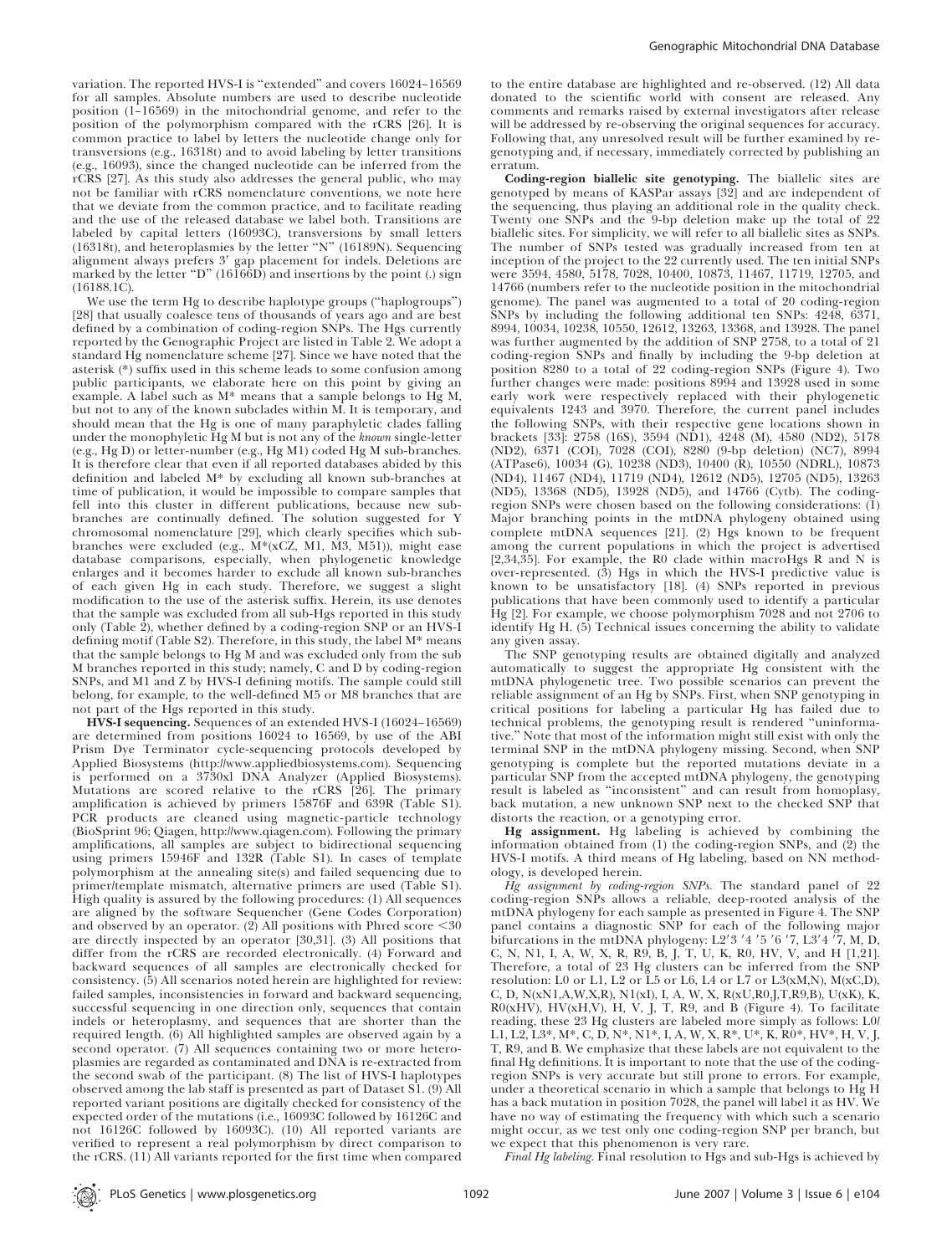variation. The reported HVS-I is "extended" and covers 16024–16569 for all samples. Absolute numbers are used to describe nucleotide position (1–16569) in the mitochondrial genome, and refer to the position of the polymorphism compared with the rCRS [26]. It is common practice to label by letters the nucleotide change only for transversions (e.g., 16318t) and to avoid labeling by letter transitions (e.g., 16093), since the changed nucleotide can be inferred from the rCRS [27]. As this study also addresses the general public, who may not be familiar with rCRS nomenclature conventions, we note here that we deviate from the common practice, and to facilitate reading and the use of the released database we label both. Transitions are labeled by capital letters (16093C), transversions by small letters (16318t), and heteroplasmies by the letter "N" (16189N). Sequencing alignment always prefers 3′ gap placement for indels. Deletions are marked by the letter "D" (16166D) and insertions by the point (.) sign (16188.1C).

We use the term Hg to describe haplotype groups ("haplogroups") [28] that usually coalesce tens of thousands of years ago and are best defined by a combination of coding-region SNPs. The Hgs currently reported by the Genographic Project are listed in Table 2. We adopt a standard Hg nomenclature scheme [27]. Since we have noted that the asterisk (*) suffix used in this scheme leads to some confusion among public participants, we elaborate here on this point by giving an example. A label such as M* means that a sample belongs to Hg M, but not to any of the known subclades within M. It is temporary, and should mean that the Hg is one of many paraphyletic clades falling under the monophyletic Hg M but is not any of the *known* single-letter (e.g., Hg D) or letter-number (e.g., Hg M1) coded Hg M sub-branches. It is therefore clear that even if all reported databases abided by this definition and labeled M* by excluding all known sub-branches at time of publication, it would be impossible to compare samples that fell into this cluster in different publications, because new sub-branches are continually defined. The solution suggested for Y chromosomal nomenclature [29], which clearly specifies which sub-branches were excluded (e.g., M*(xCZ, M1, M3, M51)), might ease database comparisons, especially, when phylogenetic knowledge enlarges and it becomes harder to exclude all known sub-branches of each given Hg in each study. Therefore, we suggest a slight modification to the use of the asterisk suffix. Herein, its use denotes that the sample was excluded from all sub-Hgs reported in this study only (Table 2), whether defined by a coding-region SNP or an HVS-I defining motif (Table S2). Therefore, in this study, the label M* means that the sample belongs to Hg M and was excluded only from the sub M branches reported in this study; namely, C and D by coding-region SNPs, and M1 and Z by HVS-I defining motifs. The sample could still belong, for example, to the well-defined M5 or M8 branches that are not part of the Hgs reported in this study.

**HVS-I sequencing.** Sequences of an extended HVS-I (16024–16569) are determined from positions 16024 to 16569, by use of the ABI Prism Dye Terminator cycle-sequencing protocols developed by Applied Biosystems (http://www.appliedbiosystems.com). Sequencing is performed on a 3730xl DNA Analyzer (Applied Biosystems). Mutations are scored relative to the rCRS [26]. The primary amplification is achieved by primers 15876F and 639R (Table S1). PCR products are cleaned using magnetic-particle technology (BioSprint 96; Qiagen, http://www.qiagen.com). Following the primary amplifications, all samples are subject to bidirectional sequencing using primers 15946F and 132R (Table S1). In cases of template polymorphism at the annealing site(s) and failed sequencing due to primer/template mismatch, alternative primers are used (Table S1). High quality is assured by the following procedures: (1) All sequences are aligned by the software Sequencher (Gene Codes Corporation) and observed by an operator. (2) All positions with Phred score <30 are directly inspected by an operator [30,31]. (3) All positions that differ from the rCRS are recorded electronically. (4) Forward and backward sequences of all samples are electronically checked for consistency. (5) All scenarios noted herein are highlighted for review: failed samples, inconsistencies in forward and backward sequencing, successful sequencing in one direction only, sequences that contain indels or heteroplasmy, and sequences that are shorter than the required length. (6) All highlighted samples are observed again by a second operator. (7) All sequences containing two or more heteroplasmies are regarded as contaminated and DNA is re-extracted from the second swab of the participant. (8) The list of HVS-I haplotypes observed among the lab staff is presented as part of Dataset S1. (9) All reported variant positions are digitally checked for consistency of the expected order of the mutations (i.e., 16093C followed by 16126C and not 16126C followed by 16093C). (10) All reported variants are verified to represent a real polymorphism by direct comparison to the rCRS. (11) All variants reported for the first time when compared to the entire database are highlighted and re-observed. (12) All data donated to the scientific world with consent are released. Any comments and remarks raised by external investigators after release will be addressed by re-observing the original sequences for accuracy. Following that, any unresolved result will be further examined by re-genotyping and, if necessary, immediately corrected by publishing an erratum.

**Coding-region biallelic site genotyping.** The biallelic sites are genotyped by means of KASPar assays [32] and are independent of the sequencing, thus playing an additional role in the quality check. Twenty one SNPs and the 9-bp deletion make up the total of 22 biallelic sites. For simplicity, we will refer to all biallelic sites as SNPs. The number of SNPs tested was gradually increased from ten at inception of the project to the 22 currently used. The ten initial SNPs were 3594, 4580, 5178, 7028, 10400, 10873, 11467, 11719, 12705, and 14766 (numbers refer to the nucleotide position in the mitochondrial genome). The panel was augmented to a total of 20 coding-region SNPs by including the following additional ten SNPs: 4248, 6371, 8994, 10034, 10238, 10550, 12612, 13263, 13368, and 13928. The panel was further augmented by the addition of SNP 2758, to a total of 21 coding-region SNPs and finally by including the 9-bp deletion at position 8280 to a total of 22 coding-region SNPs (Figure 4). Two further changes were made: positions 8994 and 13928 used in some early work were respectively replaced with their phylogenetic equivalents 1243 and 3970. Therefore, the current panel includes the following SNPs, with their respective gene locations shown in brackets [33]: 2758 (16S), 3594 (ND1), 4248 (M), 4580 (ND2), 5178 (ND2), 6371 (COI), 7028 (COI), 8280 (9-bp deletion) (NC7), 8994 (ATPase6), 10034 (G), 10238 (ND3), 10400 (R), 10550 (NDRL), 10873 (ND4), 11467 (ND4), 11719 (ND4), 12612 (ND5), 12705 (ND5), 13263 (ND5), 13368 (ND5), 13928 (ND5), and 14766 (Cytb). The coding-region SNPs were chosen based on the following considerations: (1) Major branching points in the mtDNA phylogeny obtained using complete mtDNA sequences [21]. (2) Hgs known to be frequent among the current populations in which the project is advertised [2,34,35]. For example, the R0 clade within macroHgs R and N is over-represented. (3) Hgs in which the HVS-I predictive value is known to be unsatisfactory [18]. (4) SNPs reported in previous publications that have been commonly used to identify a particular Hg [2]. For example, we choose polymorphism 7028 and not 2706 to identify Hg H. (5) Technical issues concerning the ability to validate any given assay.

The SNP genotyping results are obtained digitally and analyzed automatically to suggest the appropriate Hg consistent with the mtDNA phylogenetic tree. Two possible scenarios can prevent the reliable assignment of an Hg by SNPs. First, when SNP genotyping in critical positions for labeling a particular Hg has failed due to technical problems, the genotyping result is rendered "uninformative." Note that most of the information might still exist with only the terminal SNP in the mtDNA phylogeny missing. Second, when SNP genotyping is complete but the reported mutations deviate in a particular SNP from the accepted mtDNA phylogeny, the genotyping result is labeled as "inconsistent" and can result from homoplasy, back mutation, a new unknown SNP next to the checked SNP that distorts the reaction, or a genotyping error.

**Hg assignment.** Hg labeling is achieved by combining the information obtained from (1) the coding-region SNPs, and (2) the HVS-I motifs. A third means of Hg labeling, based on NN methodology, is developed herein.

*Hg assignment by coding-region SNPs.* The standard panel of 22 coding-region SNPs allows a reliable, deep-rooted analysis of the mtDNA phylogeny for each sample as presented in Figure 4. The SNP panel contains a diagnostic SNP for each of the following major bifurcations in the mtDNA phylogeny: L2′3′4′5′6′7, L3′4′7, M, D, C, N, N1, I, A, W, X, R, R9, B, J, T, U, K, R0, HV, V, and H [1,21]. Therefore, a total of 23 Hg clusters can be inferred from the SNP resolution: L0 or L1, L2 or L5 or L6, L4 or L7 or L3(xM,N), M(xC,D), C, D, N(xN1,A,W,X,R), N1(xI), I, A, W, X, R(xU,R0,J,T,R9,B), U(xK), K, R0(xHV), HV(xH,V), H, V, J, T, R9, and B (Figure 4). To facilitate reading, these 23 Hg clusters are labeled more simply as follows: L0/L1, L2, L3*, M*, C, D, N*, N1*, I, A, W, X, R*, U*, K, R0*, HV*, H, V, J, T, R9, and B. We emphasize that these labels are not equivalent to the final Hg definitions. It is important to note that the use of the coding-region SNPs is very accurate but still prone to errors. For example, under a theoretical scenario in which a sample that belongs to Hg H has a back mutation in position 7028, the panel will label it as HV. We have no way of estimating the frequency with which such a scenario might occur, as we test only one coding-region SNP per branch, but we expect that this phenomenon is very rare.

*Final Hg labeling.* Final resolution to Hgs and sub-Hgs is achieved by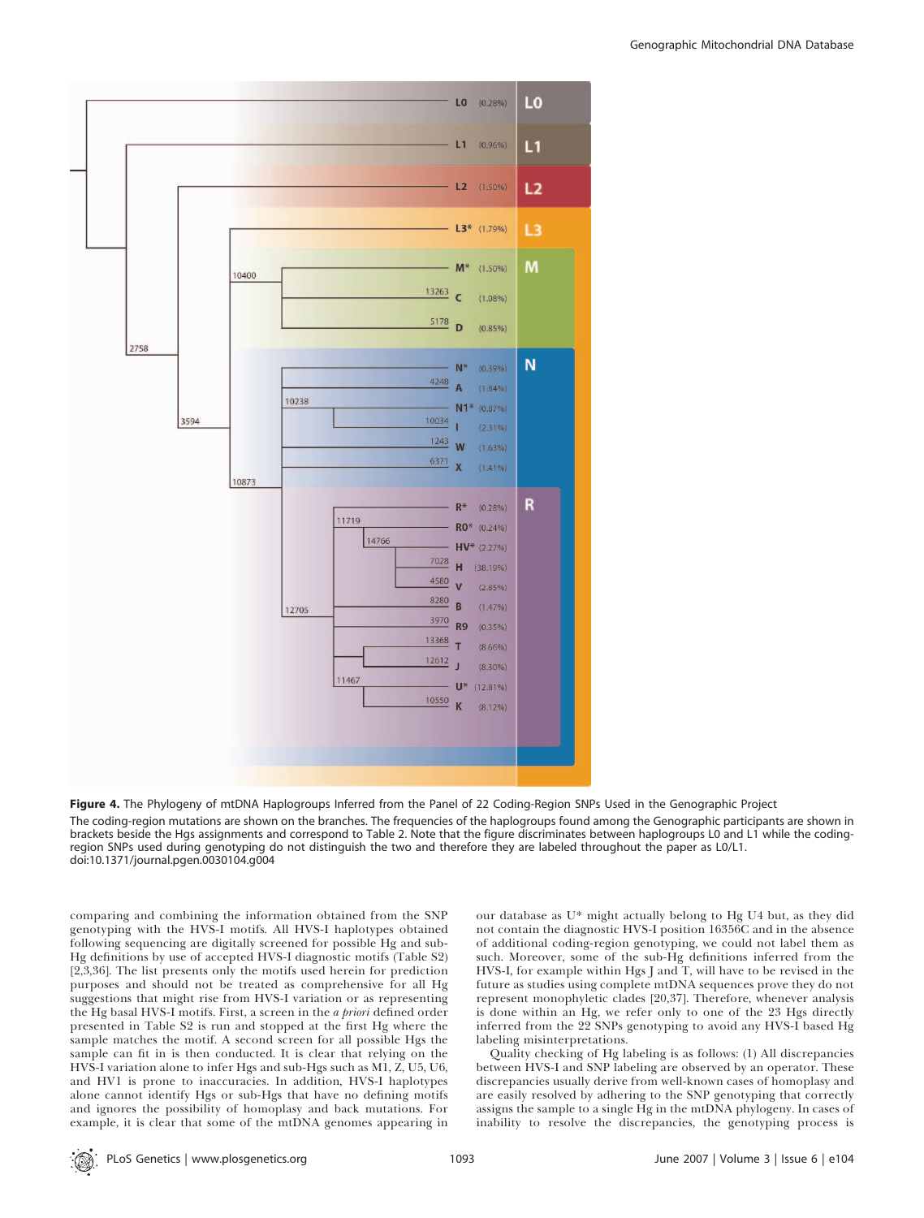**Figure 4.** The Phylogeny of mtDNA Haplogroups Inferred from the Panel of 22 Coding-Region SNPs Used in the Genographic Project

The coding-region mutations are shown on the branches. The frequencies of the haplogroups found among the Genographic participants are shown in brackets beside the Hgs assignments and correspond to Table 2. Note that the figure discriminates between haplogroups L0 and L1 while the coding-region SNPs used during genotyping do not distinguish the two and therefore they are labeled throughout the paper as L0/L1.
doi:10.1371/journal.pgen.0030104.g004

comparing and combining the information obtained from the SNP genotyping with the HVS-I motifs. All HVS-I haplotypes obtained following sequencing are digitally screened for possible Hg and sub-Hg definitions by use of accepted HVS-I diagnostic motifs (Table S2) [2,3,36]. The list presents only the motifs used herein for prediction purposes and should not be treated as comprehensive for all Hg suggestions that might rise from HVS-I variation or as representing the Hg basal HVS-I motifs. First, a screen in the *a priori* defined order presented in Table S2 is run and stopped at the first Hg where the sample matches the motif. A second screen for all possible Hgs the sample can fit in is then conducted. It is clear that relying on the HVS-I variation alone to infer Hgs and sub-Hgs such as M1, Z, U5, U6, and HV1 is prone to inaccuracies. In addition, HVS-I haplotypes alone cannot identify Hgs or sub-Hgs that have no defining motifs and ignores the possibility of homoplasy and back mutations. For example, it is clear that some of the mtDNA genomes appearing in our database as U* might actually belong to Hg U4 but, as they did not contain the diagnostic HVS-I position 16356C and in the absence of additional coding-region genotyping, we could not label them as such. Moreover, some of the sub-Hg definitions inferred from the HVS-I, for example within Hgs J and T, will have to be revised in the future as studies using complete mtDNA sequences prove they do not represent monophyletic clades [20,37]. Therefore, whenever analysis is done within an Hg, we refer only to one of the 23 Hgs directly inferred from the 22 SNPs genotyping to avoid any HVS-I based Hg labeling misinterpretations.

Quality checking of Hg labeling is as follows: (1) All discrepancies between HVS-I and SNP labeling are observed by an operator. These discrepancies usually derive from well-known cases of homoplasy and are easily resolved by adhering to the SNP genotyping that correctly assigns the sample to a single Hg in the mtDNA phylogeny. In cases of inability to resolve the discrepancies, the genotyping process is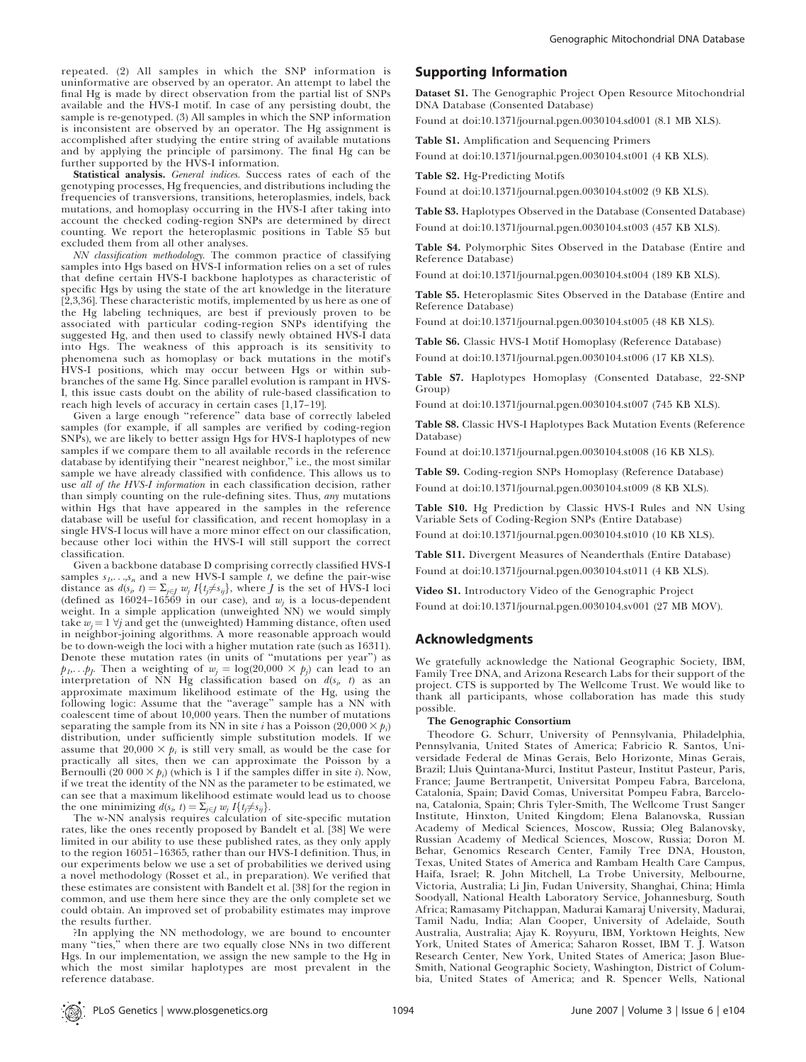repeated. (2) All samples in which the SNP information is uninformative are observed by an operator. An attempt to label the final Hg is made by direct observation from the partial list of SNPs available and the HVS-I motif. In case of any persisting doubt, the sample is re-genotyped. (3) All samples in which the SNP information is inconsistent are observed by an operator. The Hg assignment is accomplished after studying the entire string of available mutations and by applying the principle of parsimony. The final Hg can be further supported by the HVS-I information.

**Statistical analysis.** *General indices.* Success rates of each of the genotyping processes, Hg frequencies, and distributions including the frequencies of transversions, transitions, heteroplasmies, indels, back mutations, and homoplasy occurring in the HVS-I after taking into account the checked coding-region SNPs are determined by direct counting. We report the heteroplasmic positions in Table S5 but excluded them from all other analyses.

*NN classification methodology.* The common practice of classifying samples into Hgs based on HVS-I information relies on a set of rules that define certain HVS-I backbone haplotypes as characteristic of specific Hgs by using the state of the art knowledge in the literature [2,3,36]. These characteristic motifs, implemented by us here as one of the Hg labeling techniques, are best if previously proven to be associated with particular coding-region SNPs identifying the suggested Hg, and then used to classify newly obtained HVS-I data into Hgs. The weakness of this approach is its sensitivity to phenomena such as homoplasy or back mutations in the motif's HVS-I positions, which may occur between Hgs or within sub-branches of the same Hg. Since parallel evolution is rampant in HVS-I, this issue casts doubt on the ability of rule-based classification to reach high levels of accuracy in certain cases [1,17–19].

Given a large enough "reference" data base of correctly labeled samples (for example, if all samples are verified by coding-region SNPs), we are likely to better assign Hgs for HVS-I haplotypes of new samples if we compare them to all available records in the reference database by identifying their "nearest neighbor," i.e., the most similar sample we have already classified with confidence. This allows us to use *all of the HVS-I information* in each classification decision, rather than simply counting on the rule-defining sites. Thus, *any* mutations within Hgs that have appeared in the samples in the reference database will be useful for classification, and recent homoplasy in a single HVS-I locus will have a more minor effect on our classification, because other loci within the HVS-I will still support the correct classification.

Given a backbone database D comprising correctly classified HVS-I samples $s_1,\ldots,s_n$ and a new HVS-I sample $t$, we define the pair-wise distance as $d(s_i, t) = \sum_{j \in J} w_j \, I\{t_j \neq s_{ij}\}$, where $J$ is the set of HVS-I loci (defined as 16024–16569 in our case), and $w_j$ is a locus-dependent weight. In a simple application (unweighted NN) we would simply take $w_j = 1 \; \forall j$ and get the (unweighted) Hamming distance, often used in neighbor-joining algorithms. A more reasonable approach would be to down-weigh the loci with a higher mutation rate (such as 16311). Denote these mutation rates (in units of "mutations per year") as $p_1,\ldots p_J$. Then a weighting of $w_j = \log(20{,}000 \times p_j)$ can lead to an interpretation of NN Hg classification based on $d(s_i, t)$ as an approximate maximum likelihood estimate of the Hg, using the following logic: Assume that the "average" sample has a NN with coalescent time of about 10,000 years. Then the number of mutations separating the sample from its NN in site $i$ has a Poisson $(20{,}000 \times p_i)$ distribution, under sufficiently simple substitution models. If we assume that $20{,}000 \times p_i$ is still very small, as would be the case for practically all sites, then we can approximate the Poisson by a Bernoulli $(20\,000 \times p_i)$ (which is 1 if the samples differ in site $i$). Now, if we treat the identity of the NN as the parameter to be estimated, we can see that a maximum likelihood estimate would lead us to choose the one minimizing $d(s_i, t) = \sum_{j \in J} w_j \, I\{t_j \neq s_{ij}\}$.

The w-NN analysis requires calculation of site-specific mutation rates, like the ones recently proposed by Bandelt et al. [38] We were limited in our ability to use these published rates, as they only apply to the region 16051–16365, rather than our HVS-I definition. Thus, in our experiments below we use a set of probabilities we derived using a novel methodology (Rosset et al., in preparation). We verified that these estimates are consistent with Bandelt et al. [38] for the region in common, and use them here since they are the only complete set we could obtain. An improved set of probability estimates may improve the results further.

?In applying the NN methodology, we are bound to encounter many "ties," when there are two equally close NNs in two different Hgs. In our implementation, we assign the new sample to the Hg in which the most similar haplotypes are most prevalent in the reference database.

## Supporting Information

**Dataset S1.** The Genographic Project Open Resource Mitochondrial DNA Database (Consented Database)

Found at doi:10.1371/journal.pgen.0030104.sd001 (8.1 MB XLS).

**Table S1.** Amplification and Sequencing Primers

Found at doi:10.1371/journal.pgen.0030104.st001 (4 KB XLS).

**Table S2.** Hg-Predicting Motifs

Found at doi:10.1371/journal.pgen.0030104.st002 (9 KB XLS).

**Table S3.** Haplotypes Observed in the Database (Consented Database)

Found at doi:10.1371/journal.pgen.0030104.st003 (457 KB XLS).

**Table S4.** Polymorphic Sites Observed in the Database (Entire and Reference Database)

Found at doi:10.1371/journal.pgen.0030104.st004 (189 KB XLS).

**Table S5.** Heteroplasmic Sites Observed in the Database (Entire and Reference Database)

Found at doi:10.1371/journal.pgen.0030104.st005 (48 KB XLS).

**Table S6.** Classic HVS-I Motif Homoplasy (Reference Database)

Found at doi:10.1371/journal.pgen.0030104.st006 (17 KB XLS).

**Table S7.** Haplotypes Homoplasy (Consented Database, 22-SNP Group)

Found at doi:10.1371/journal.pgen.0030104.st007 (745 KB XLS).

**Table S8.** Classic HVS-I Haplotypes Back Mutation Events (Reference Database)

Found at doi:10.1371/journal.pgen.0030104.st008 (16 KB XLS).

**Table S9.** Coding-region SNPs Homoplasy (Reference Database)

Found at doi:10.1371/journal.pgen.0030104.st009 (8 KB XLS).

**Table S10.** Hg Prediction by Classic HVS-I Rules and NN Using Variable Sets of Coding-Region SNPs (Entire Database)

Found at doi:10.1371/journal.pgen.0030104.st010 (10 KB XLS).

**Table S11.** Divergent Measures of Neanderthals (Entire Database)

Found at doi:10.1371/journal.pgen.0030104.st011 (4 KB XLS).

**Video S1.** Introductory Video of the Genographic Project

Found at doi:10.1371/journal.pgen.0030104.sv001 (27 MB MOV).

## Acknowledgments

We gratefully acknowledge the National Geographic Society, IBM, Family Tree DNA, and Arizona Research Labs for their support of the project. CTS is supported by The Wellcome Trust. We would like to thank all participants, whose collaboration has made this study possible.

**The Genographic Consortium**

Theodore G. Schurr, University of Pennsylvania, Philadelphia, Pennsylvania, United States of America; Fabricio R. Santos, Universidade Federal de Minas Gerais, Belo Horizonte, Minas Gerais, Brazil; Lluis Quintana-Murci, Institut Pasteur, Institut Pasteur, Paris, France; Jaume Bertranpetit, Universitat Pompeu Fabra, Barcelona, Catalonia, Spain; David Comas, Universitat Pompeu Fabra, Barcelona, Catalonia, Spain; Chris Tyler-Smith, The Wellcome Trust Sanger Institute, Hinxton, United Kingdom; Elena Balanovska, Russian Academy of Medical Sciences, Moscow, Russia; Oleg Balanovsky, Russian Academy of Medical Sciences, Moscow, Russia; Doron M. Behar, Genomics Research Center, Family Tree DNA, Houston, Texas, United States of America and Rambam Health Care Campus, Haifa, Israel; R. John Mitchell, La Trobe University, Melbourne, Victoria, Australia; Li Jin, Fudan University, Shanghai, China; Himla Soodyall, National Health Laboratory Service, Johannesburg, South Africa; Ramasamy Pitchappan, Madurai Kamaraj University, Madurai, Tamil Nadu, India; Alan Cooper, University of Adelaide, South Australia, Australia; Ajay K. Royyuru, IBM, Yorktown Heights, New York, United States of America; Saharon Rosset, IBM T. J. Watson Research Center, New York, United States of America; Jason Blue-Smith, National Geographic Society, Washington, District of Columbia, United States of America; and R. Spencer Wells, National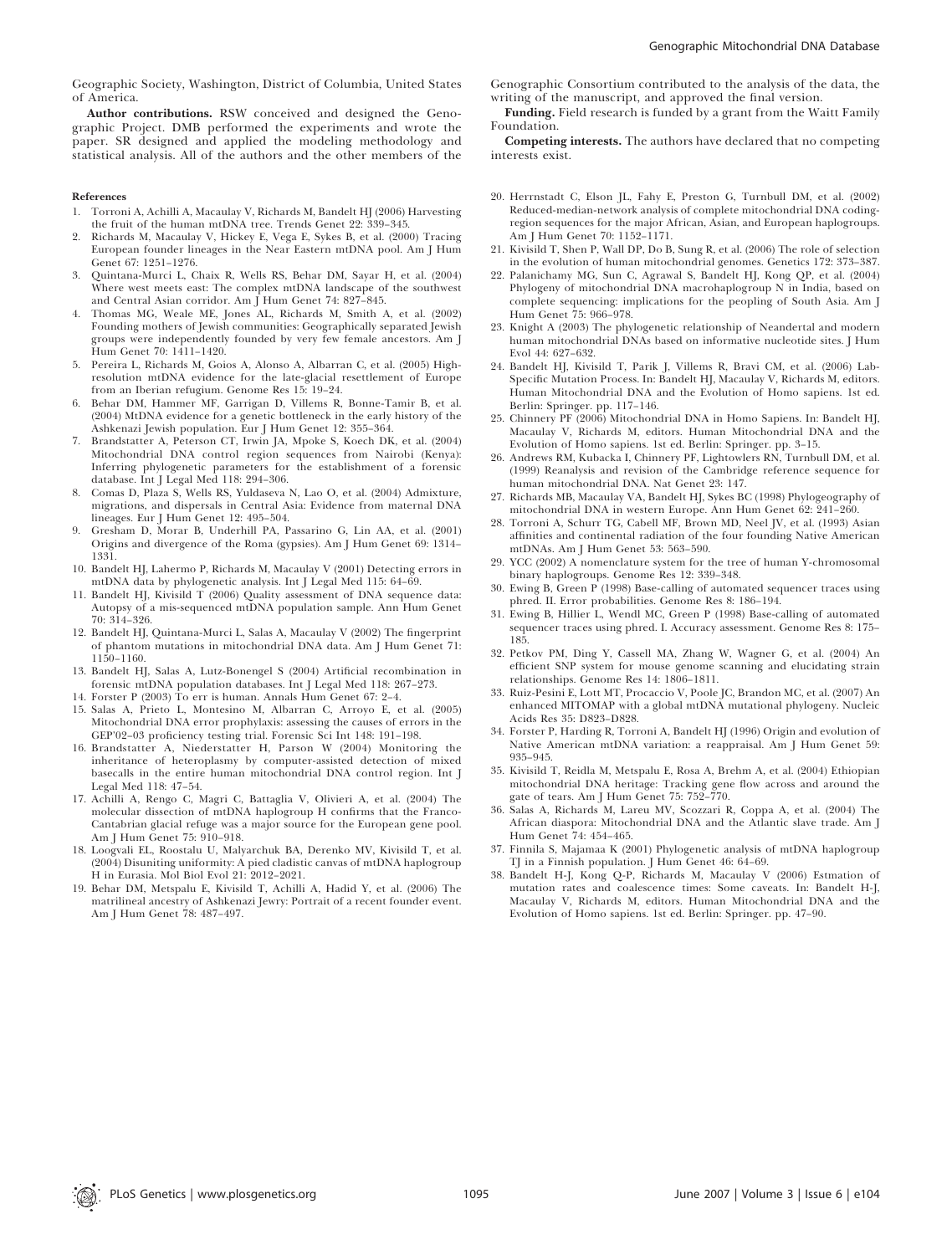Geographic Society, Washington, District of Columbia, United States of America.

**Author contributions.** RSW conceived and designed the Genographic Project. DMB performed the experiments and wrote the paper. SR designed and applied the modeling methodology and statistical analysis. All of the authors and the other members of the Genographic Consortium contributed to the analysis of the data, the writing of the manuscript, and approved the final version.

**Funding.** Field research is funded by a grant from the Waitt Family Foundation.

**Competing interests.** The authors have declared that no competing interests exist.

## References

1. Torroni A, Achilli A, Macaulay V, Richards M, Bandelt HJ (2006) Harvesting the fruit of the human mtDNA tree. Trends Genet 22: 339–345.
2. Richards M, Macaulay V, Hickey E, Vega E, Sykes B, et al. (2000) Tracing European founder lineages in the Near Eastern mtDNA pool. Am J Hum Genet 67: 1251–1276.
3. Quintana-Murci L, Chaix R, Wells RS, Behar DM, Sayar H, et al. (2004) Where west meets east: The complex mtDNA landscape of the southwest and Central Asian corridor. Am J Hum Genet 74: 827–845.
4. Thomas MG, Weale ME, Jones AL, Richards M, Smith A, et al. (2002) Founding mothers of Jewish communities: Geographically separated Jewish groups were independently founded by very few female ancestors. Am J Hum Genet 70: 1411–1420.
5. Pereira L, Richards M, Goios A, Alonso A, Albarran C, et al. (2005) High-resolution mtDNA evidence for the late-glacial resettlement of Europe from an Iberian refugium. Genome Res 15: 19–24.
6. Behar DM, Hammer MF, Garrigan D, Villems R, Bonne-Tamir B, et al. (2004) MtDNA evidence for a genetic bottleneck in the early history of the Ashkenazi Jewish population. Eur J Hum Genet 12: 355–364.
7. Brandstatter A, Peterson CT, Irwin JA, Mpoke S, Koech DK, et al. (2004) Mitochondrial DNA control region sequences from Nairobi (Kenya): Inferring phylogenetic parameters for the establishment of a forensic database. Int J Legal Med 118: 294–306.
8. Comas D, Plaza S, Wells RS, Yuldaseva N, Lao O, et al. (2004) Admixture, migrations, and dispersals in Central Asia: Evidence from maternal DNA lineages. Eur J Hum Genet 12: 495–504.
9. Gresham D, Morar B, Underhill PA, Passarino G, Lin AA, et al. (2001) Origins and divergence of the Roma (gypsies). Am J Hum Genet 69: 1314–1331.
10. Bandelt HJ, Lahermo P, Richards M, Macaulay V (2001) Detecting errors in mtDNA data by phylogenetic analysis. Int J Legal Med 115: 64–69.
11. Bandelt HJ, Kivisild T (2006) Quality assessment of DNA sequence data: Autopsy of a mis-sequenced mtDNA population sample. Ann Hum Genet 70: 314–326.
12. Bandelt HJ, Quintana-Murci L, Salas A, Macaulay V (2002) The fingerprint of phantom mutations in mitochondrial DNA data. Am J Hum Genet 71: 1150–1160.
13. Bandelt HJ, Salas A, Lutz-Bonengel S (2004) Artificial recombination in forensic mtDNA population databases. Int J Legal Med 118: 267–273.
14. Forster P (2003) To err is human. Annals Hum Genet 67: 2–4.
15. Salas A, Prieto L, Montesino M, Albarran C, Arroyo E, et al. (2005) Mitochondrial DNA error prophylaxis: assessing the causes of errors in the GEP'02–03 proficiency testing trial. Forensic Sci Int 148: 191–198.
16. Brandstatter A, Niederstatter H, Parson W (2004) Monitoring the inheritance of heteroplasmy by computer-assisted detection of mixed basecalls in the entire human mitochondrial DNA control region. Int J Legal Med 118: 47–54.
17. Achilli A, Rengo C, Magri C, Battaglia V, Olivieri A, et al. (2004) The molecular dissection of mtDNA haplogroup H confirms that the Franco-Cantabrian glacial refuge was a major source for the European gene pool. Am J Hum Genet 75: 910–918.
18. Loogvali EL, Roostalu U, Malyarchuk BA, Derenko MV, Kivisild T, et al. (2004) Disuniting uniformity: A pied cladistic canvas of mtDNA haplogroup H in Eurasia. Mol Biol Evol 21: 2012–2021.
19. Behar DM, Metspalu E, Kivisild T, Achilli A, Hadid Y, et al. (2006) The matrilineal ancestry of Ashkenazi Jewry: Portrait of a recent founder event. Am J Hum Genet 78: 487–497.
20. Herrnstadt C, Elson JL, Fahy E, Preston G, Turnbull DM, et al. (2002) Reduced-median-network analysis of complete mitochondrial DNA coding-region sequences for the major African, Asian, and European haplogroups. Am J Hum Genet 70: 1152–1171.
21. Kivisild T, Shen P, Wall DP, Do B, Sung R, et al. (2006) The role of selection in the evolution of human mitochondrial genomes. Genetics 172: 373–387.
22. Palanichamy MG, Sun C, Agrawal S, Bandelt HJ, Kong QP, et al. (2004) Phylogeny of mitochondrial DNA macrohaplogroup N in India, based on complete sequencing: implications for the peopling of South Asia. Am J Hum Genet 75: 966–978.
23. Knight A (2003) The phylogenetic relationship of Neandertal and modern human mitochondrial DNAs based on informative nucleotide sites. J Hum Evol 44: 627–632.
24. Bandelt HJ, Kivisild T, Parik J, Villems R, Bravi CM, et al. (2006) Lab-Specific Mutation Process. In: Bandelt HJ, Macaulay V, Richards M, editors. Human Mitochondrial DNA and the Evolution of Homo sapiens. 1st ed. Berlin: Springer. pp. 117–146.
25. Chinnery PF (2006) Mitochondrial DNA in Homo Sapiens. In: Bandelt HJ, Macaulay V, Richards M, editors. Human Mitochondrial DNA and the Evolution of Homo sapiens. 1st ed. Berlin: Springer. pp. 3–15.
26. Andrews RM, Kubacka I, Chinnery PF, Lightowlers RN, Turnbull DM, et al. (1999) Reanalysis and revision of the Cambridge reference sequence for human mitochondrial DNA. Nat Genet 23: 147.
27. Richards MB, Macaulay VA, Bandelt HJ, Sykes BC (1998) Phylogeography of mitochondrial DNA in western Europe. Ann Hum Genet 62: 241–260.
28. Torroni A, Schurr TG, Cabell MF, Brown MD, Neel JV, et al. (1993) Asian affinities and continental radiation of the four founding Native American mtDNAs. Am J Hum Genet 53: 563–590.
29. YCC (2002) A nomenclature system for the tree of human Y-chromosomal binary haplogroups. Genome Res 12: 339–348.
30. Ewing B, Green P (1998) Base-calling of automated sequencer traces using phred. II. Error probabilities. Genome Res 8: 186–194.
31. Ewing B, Hillier L, Wendl MC, Green P (1998) Base-calling of automated sequencer traces using phred. I. Accuracy assessment. Genome Res 8: 175–185.
32. Petkov PM, Ding Y, Cassell MA, Zhang W, Wagner G, et al. (2004) An efficient SNP system for mouse genome scanning and elucidating strain relationships. Genome Res 14: 1806–1811.
33. Ruiz-Pesini E, Lott MT, Procaccio V, Poole JC, Brandon MC, et al. (2007) An enhanced MITOMAP with a global mtDNA mutational phylogeny. Nucleic Acids Res 35: D823–D828.
34. Forster P, Harding R, Torroni A, Bandelt HJ (1996) Origin and evolution of Native American mtDNA variation: a reappraisal. Am J Hum Genet 59: 935–945.
35. Kivisild T, Reidla M, Metspalu E, Rosa A, Brehm A, et al. (2004) Ethiopian mitochondrial DNA heritage: Tracking gene flow across and around the gate of tears. Am J Hum Genet 75: 752–770.
36. Salas A, Richards M, Lareu MV, Scozzari R, Coppa A, et al. (2004) The African diaspora: Mitochondrial DNA and the Atlantic slave trade. Am J Hum Genet 74: 454–465.
37. Finnila S, Majamaa K (2001) Phylogenetic analysis of mtDNA haplogroup TJ in a Finnish population. J Hum Genet 46: 64–69.
38. Bandelt H-J, Kong Q-P, Richards M, Macaulay V (2006) Estmation of mutation rates and coalescence times: Some caveats. In: Bandelt H-J, Macaulay V, Richards M, editors. Human Mitochondrial DNA and the Evolution of Homo sapiens. 1st ed. Berlin: Springer. pp. 47–90.